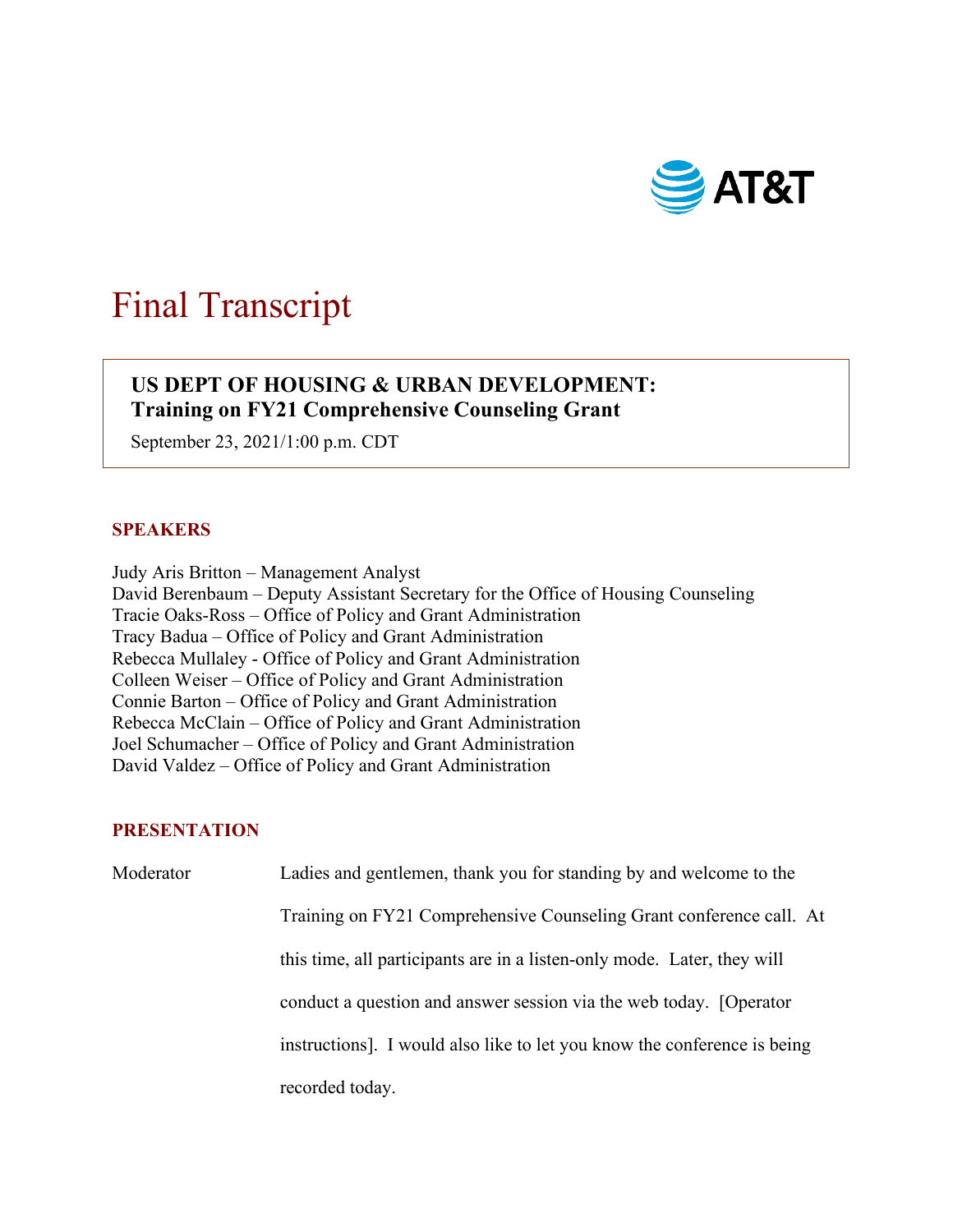AT&T

# Final Transcript

**US DEPT OF HOUSING & URBAN DEVELOPMENT:**
**Training on FY21 Comprehensive Counseling Grant**

September 23, 2021/1:00 p.m. CDT

## SPEAKERS

Judy Aris Britton – Management Analyst
David Berenbaum – Deputy Assistant Secretary for the Office of Housing Counseling
Tracie Oaks-Ross – Office of Policy and Grant Administration
Tracy Badua – Office of Policy and Grant Administration
Rebecca Mullaley - Office of Policy and Grant Administration
Colleen Weiser – Office of Policy and Grant Administration
Connie Barton – Office of Policy and Grant Administration
Rebecca McClain – Office of Policy and Grant Administration
Joel Schumacher – Office of Policy and Grant Administration
David Valdez – Office of Policy and Grant Administration

## PRESENTATION

Moderator: Ladies and gentlemen, thank you for standing by and welcome to the Training on FY21 Comprehensive Counseling Grant conference call. At this time, all participants are in a listen-only mode. Later, they will conduct a question and answer session via the web today. [Operator instructions]. I would also like to let you know the conference is being recorded today.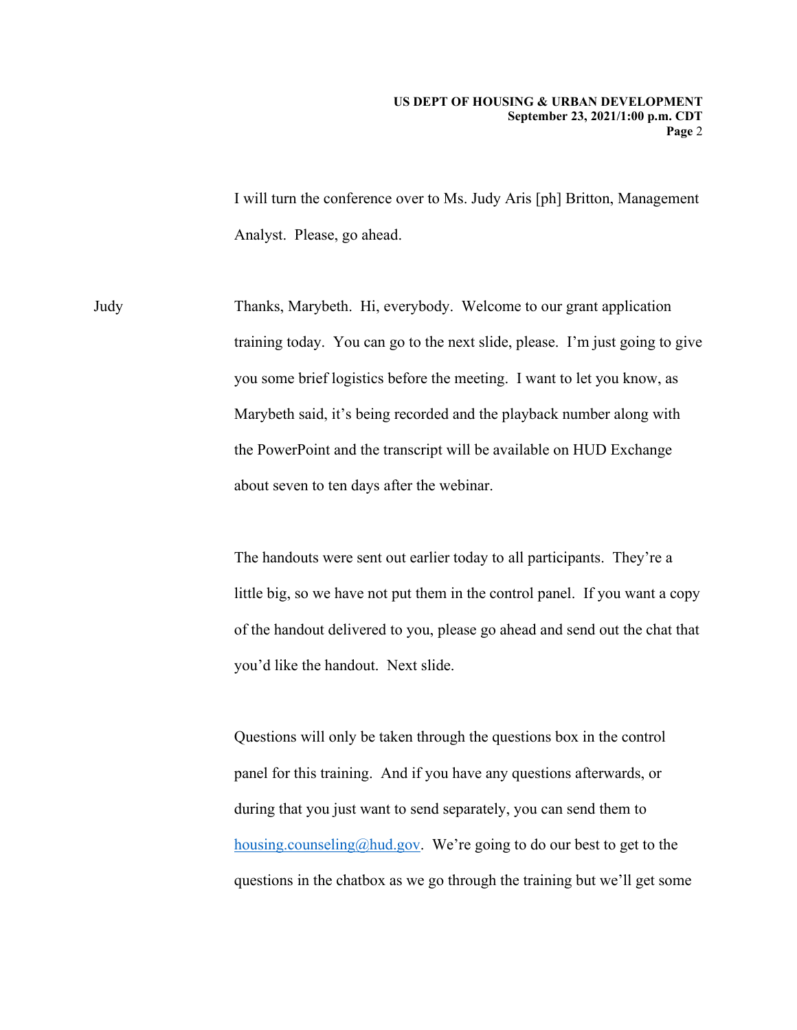I will turn the conference over to Ms. Judy Aris [ph] Britton, Management Analyst. Please, go ahead.

Judy Thanks, Marybeth. Hi, everybody. Welcome to our grant application training today. You can go to the next slide, please. I'm just going to give you some brief logistics before the meeting. I want to let you know, as Marybeth said, it's being recorded and the playback number along with the PowerPoint and the transcript will be available on HUD Exchange about seven to ten days after the webinar.

The handouts were sent out earlier today to all participants. They're a little big, so we have not put them in the control panel. If you want a copy of the handout delivered to you, please go ahead and send out the chat that you'd like the handout. Next slide.

Questions will only be taken through the questions box in the control panel for this training. And if you have any questions afterwards, or during that you just want to send separately, you can send them to housing.counseling@hud.gov. We're going to do our best to get to the questions in the chatbox as we go through the training but we'll get some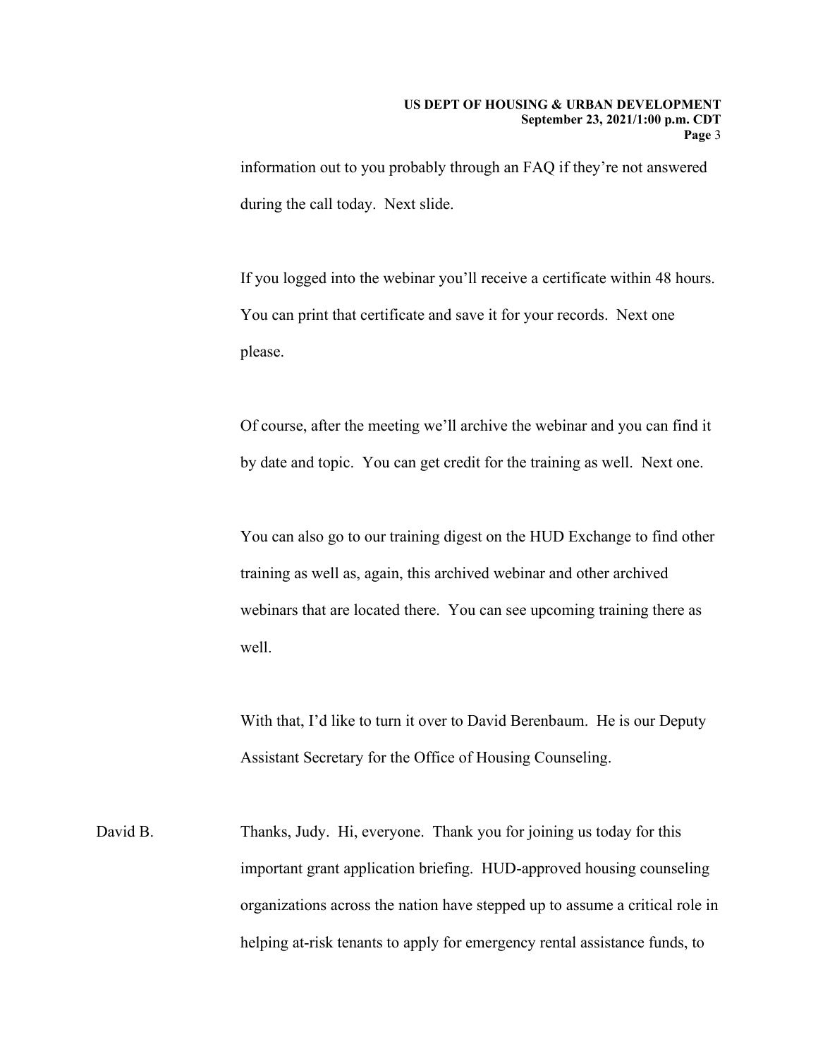information out to you probably through an FAQ if they're not answered during the call today. Next slide.

If you logged into the webinar you'll receive a certificate within 48 hours. You can print that certificate and save it for your records. Next one please.

Of course, after the meeting we'll archive the webinar and you can find it by date and topic. You can get credit for the training as well. Next one.

You can also go to our training digest on the HUD Exchange to find other training as well as, again, this archived webinar and other archived webinars that are located there. You can see upcoming training there as well.

With that, I'd like to turn it over to David Berenbaum. He is our Deputy Assistant Secretary for the Office of Housing Counseling.

David B. Thanks, Judy. Hi, everyone. Thank you for joining us today for this important grant application briefing. HUD-approved housing counseling organizations across the nation have stepped up to assume a critical role in helping at-risk tenants to apply for emergency rental assistance funds, to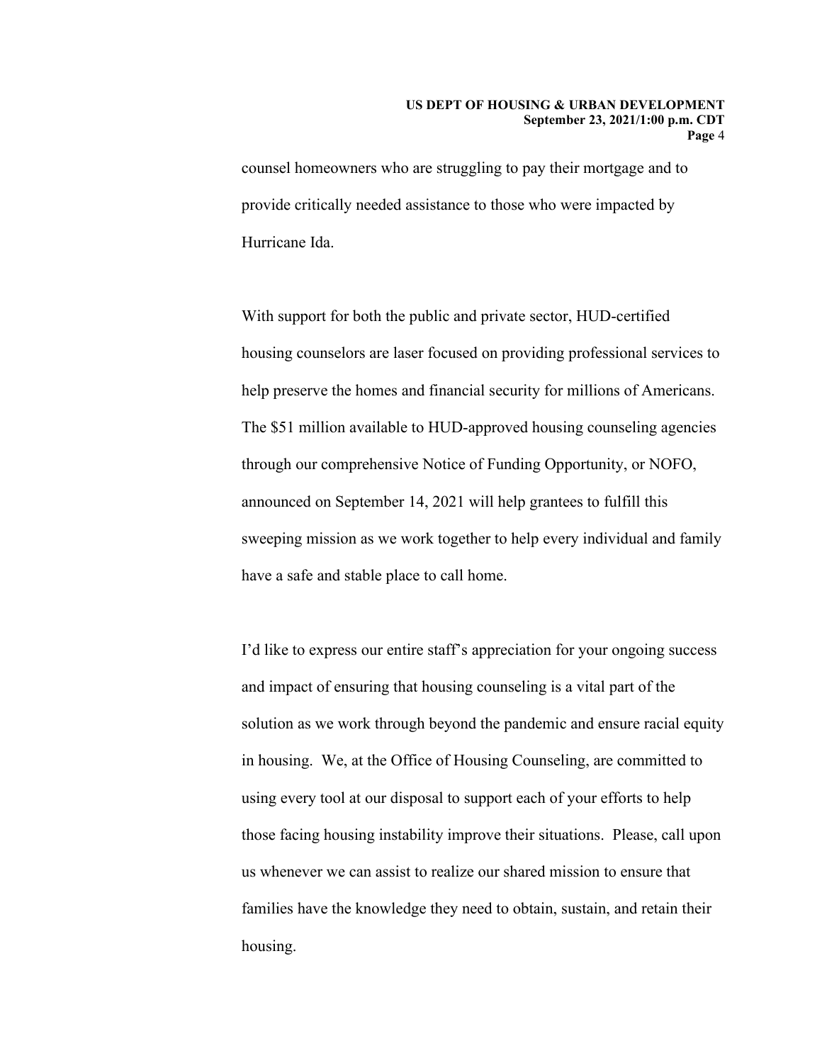counsel homeowners who are struggling to pay their mortgage and to provide critically needed assistance to those who were impacted by Hurricane Ida.

With support for both the public and private sector, HUD-certified housing counselors are laser focused on providing professional services to help preserve the homes and financial security for millions of Americans. The $51 million available to HUD-approved housing counseling agencies through our comprehensive Notice of Funding Opportunity, or NOFO, announced on September 14, 2021 will help grantees to fulfill this sweeping mission as we work together to help every individual and family have a safe and stable place to call home.

I'd like to express our entire staff's appreciation for your ongoing success and impact of ensuring that housing counseling is a vital part of the solution as we work through beyond the pandemic and ensure racial equity in housing. We, at the Office of Housing Counseling, are committed to using every tool at our disposal to support each of your efforts to help those facing housing instability improve their situations. Please, call upon us whenever we can assist to realize our shared mission to ensure that families have the knowledge they need to obtain, sustain, and retain their housing.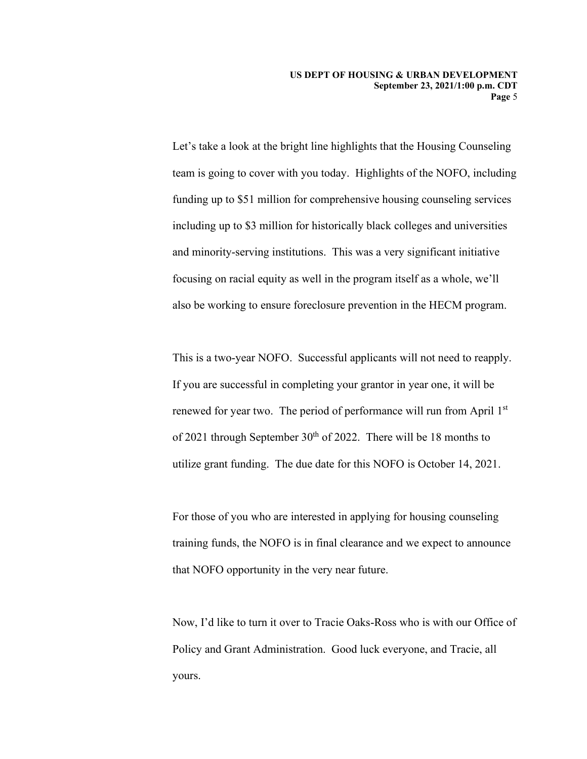Let's take a look at the bright line highlights that the Housing Counseling team is going to cover with you today. Highlights of the NOFO, including funding up to $51 million for comprehensive housing counseling services including up to $3 million for historically black colleges and universities and minority-serving institutions. This was a very significant initiative focusing on racial equity as well in the program itself as a whole, we'll also be working to ensure foreclosure prevention in the HECM program.

This is a two-year NOFO. Successful applicants will not need to reapply. If you are successful in completing your grantor in year one, it will be renewed for year two. The period of performance will run from April 1st of 2021 through September 30th of 2022. There will be 18 months to utilize grant funding. The due date for this NOFO is October 14, 2021.

For those of you who are interested in applying for housing counseling training funds, the NOFO is in final clearance and we expect to announce that NOFO opportunity in the very near future.

Now, I'd like to turn it over to Tracie Oaks-Ross who is with our Office of Policy and Grant Administration. Good luck everyone, and Tracie, all yours.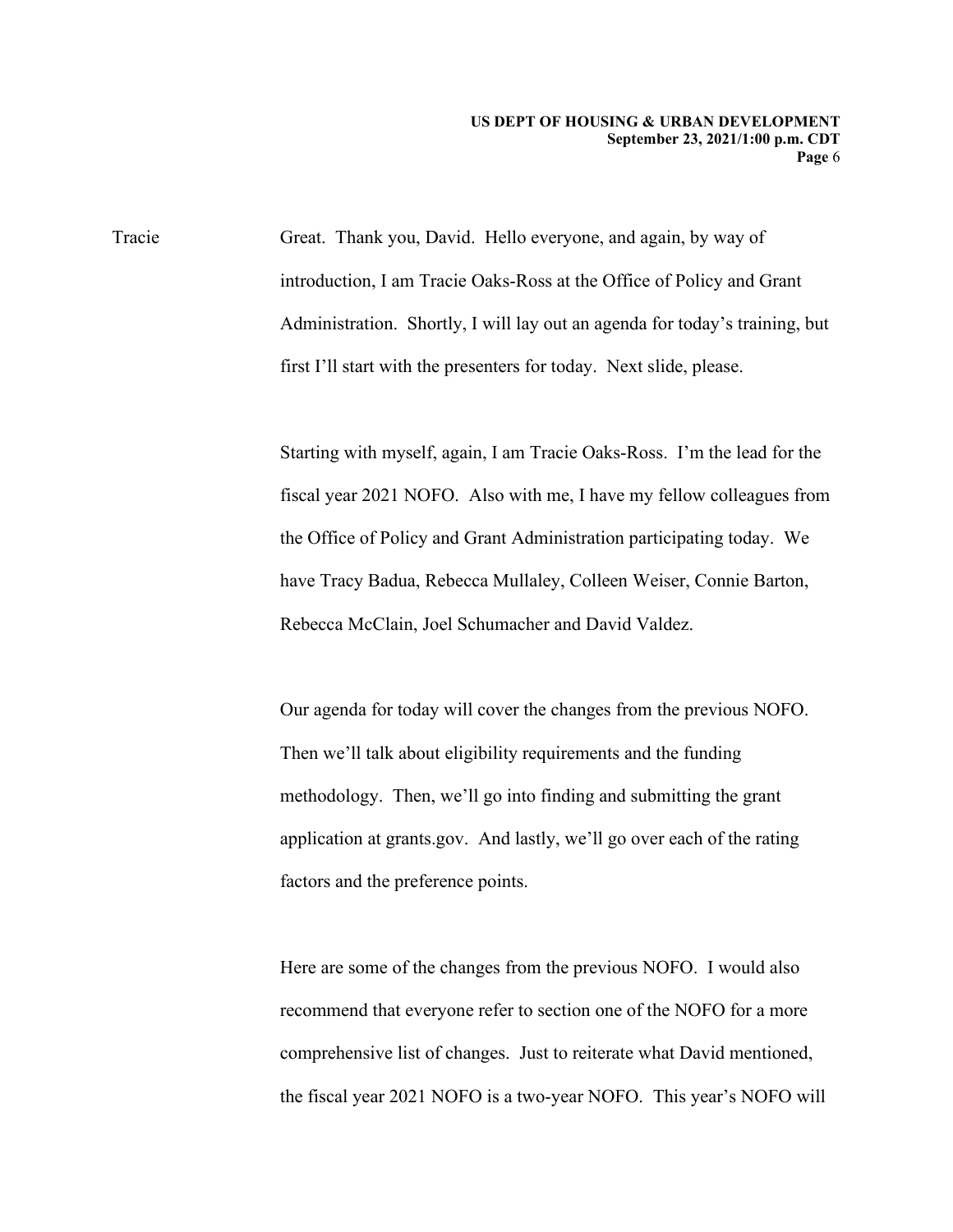Tracie Great. Thank you, David. Hello everyone, and again, by way of introduction, I am Tracie Oaks-Ross at the Office of Policy and Grant Administration. Shortly, I will lay out an agenda for today's training, but first I'll start with the presenters for today. Next slide, please.

Starting with myself, again, I am Tracie Oaks-Ross. I'm the lead for the fiscal year 2021 NOFO. Also with me, I have my fellow colleagues from the Office of Policy and Grant Administration participating today. We have Tracy Badua, Rebecca Mullaley, Colleen Weiser, Connie Barton, Rebecca McClain, Joel Schumacher and David Valdez.

Our agenda for today will cover the changes from the previous NOFO. Then we'll talk about eligibility requirements and the funding methodology. Then, we'll go into finding and submitting the grant application at grants.gov. And lastly, we'll go over each of the rating factors and the preference points.

Here are some of the changes from the previous NOFO. I would also recommend that everyone refer to section one of the NOFO for a more comprehensive list of changes. Just to reiterate what David mentioned, the fiscal year 2021 NOFO is a two-year NOFO. This year's NOFO will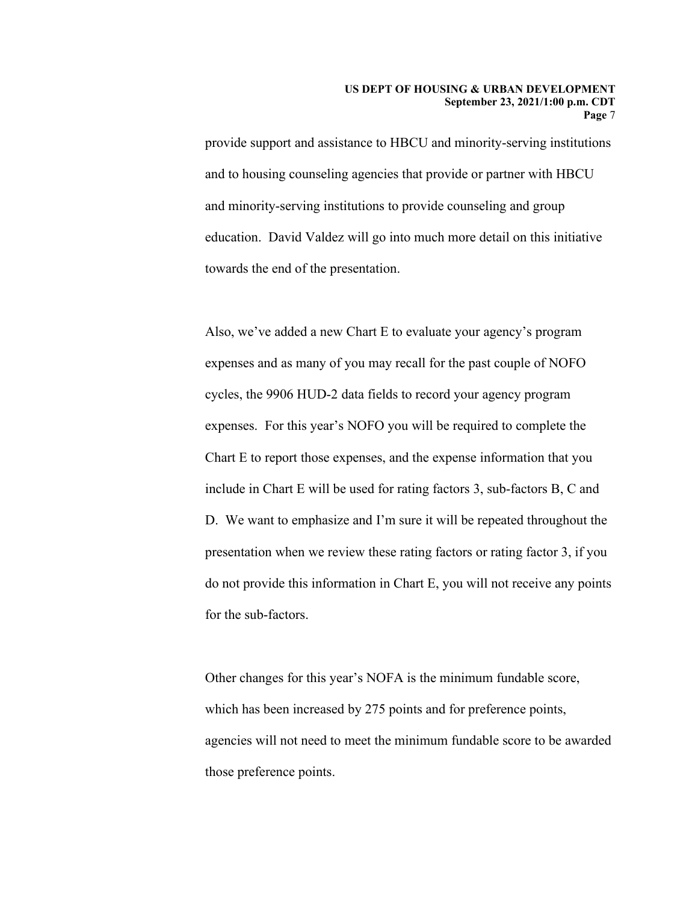provide support and assistance to HBCU and minority-serving institutions and to housing counseling agencies that provide or partner with HBCU and minority-serving institutions to provide counseling and group education. David Valdez will go into much more detail on this initiative towards the end of the presentation.

Also, we've added a new Chart E to evaluate your agency's program expenses and as many of you may recall for the past couple of NOFO cycles, the 9906 HUD-2 data fields to record your agency program expenses. For this year's NOFO you will be required to complete the Chart E to report those expenses, and the expense information that you include in Chart E will be used for rating factors 3, sub-factors B, C and D. We want to emphasize and I'm sure it will be repeated throughout the presentation when we review these rating factors or rating factor 3, if you do not provide this information in Chart E, you will not receive any points for the sub-factors.

Other changes for this year's NOFA is the minimum fundable score, which has been increased by 275 points and for preference points, agencies will not need to meet the minimum fundable score to be awarded those preference points.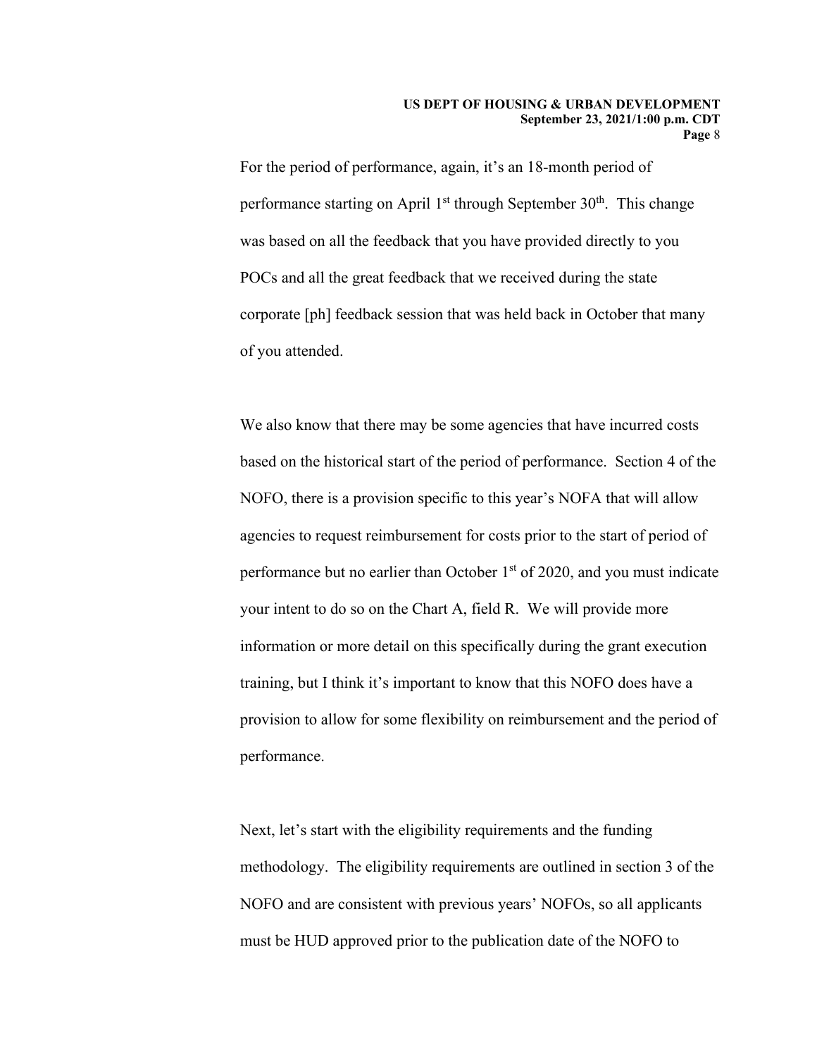For the period of performance, again, it's an 18-month period of performance starting on April 1st through September 30th. This change was based on all the feedback that you have provided directly to you POCs and all the great feedback that we received during the state corporate [ph] feedback session that was held back in October that many of you attended.

We also know that there may be some agencies that have incurred costs based on the historical start of the period of performance. Section 4 of the NOFO, there is a provision specific to this year's NOFA that will allow agencies to request reimbursement for costs prior to the start of period of performance but no earlier than October 1st of 2020, and you must indicate your intent to do so on the Chart A, field R. We will provide more information or more detail on this specifically during the grant execution training, but I think it's important to know that this NOFO does have a provision to allow for some flexibility on reimbursement and the period of performance.

Next, let's start with the eligibility requirements and the funding methodology. The eligibility requirements are outlined in section 3 of the NOFO and are consistent with previous years' NOFOs, so all applicants must be HUD approved prior to the publication date of the NOFO to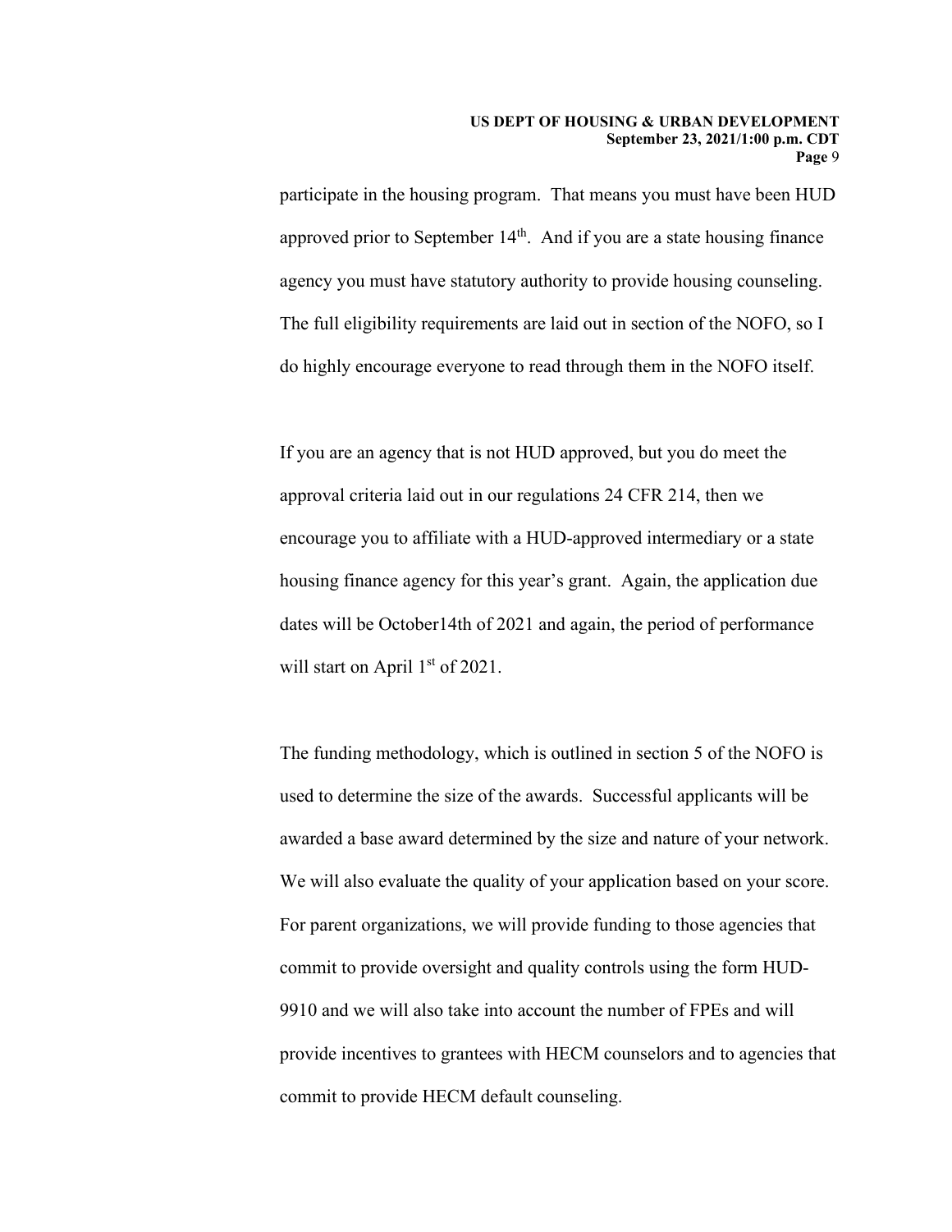participate in the housing program. That means you must have been HUD approved prior to September 14th. And if you are a state housing finance agency you must have statutory authority to provide housing counseling. The full eligibility requirements are laid out in section of the NOFO, so I do highly encourage everyone to read through them in the NOFO itself.

If you are an agency that is not HUD approved, but you do meet the approval criteria laid out in our regulations 24 CFR 214, then we encourage you to affiliate with a HUD-approved intermediary or a state housing finance agency for this year's grant. Again, the application due dates will be October14th of 2021 and again, the period of performance will start on April 1st of 2021.

The funding methodology, which is outlined in section 5 of the NOFO is used to determine the size of the awards. Successful applicants will be awarded a base award determined by the size and nature of your network. We will also evaluate the quality of your application based on your score. For parent organizations, we will provide funding to those agencies that commit to provide oversight and quality controls using the form HUD-9910 and we will also take into account the number of FPEs and will provide incentives to grantees with HECM counselors and to agencies that commit to provide HECM default counseling.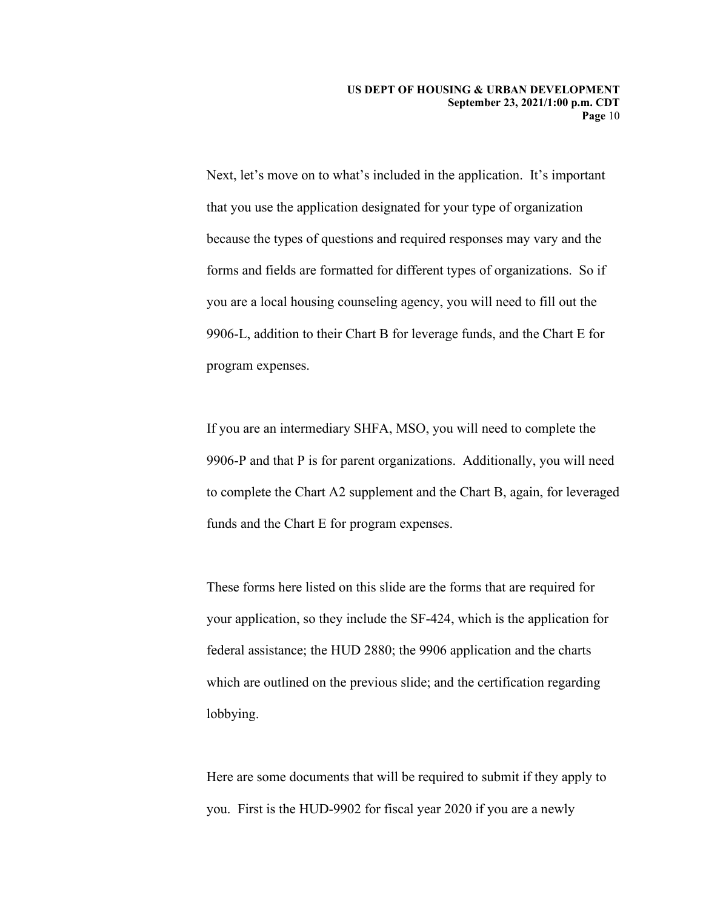Next, let's move on to what's included in the application. It's important that you use the application designated for your type of organization because the types of questions and required responses may vary and the forms and fields are formatted for different types of organizations. So if you are a local housing counseling agency, you will need to fill out the 9906-L, addition to their Chart B for leverage funds, and the Chart E for program expenses.

If you are an intermediary SHFA, MSO, you will need to complete the 9906-P and that P is for parent organizations. Additionally, you will need to complete the Chart A2 supplement and the Chart B, again, for leveraged funds and the Chart E for program expenses.

These forms here listed on this slide are the forms that are required for your application, so they include the SF-424, which is the application for federal assistance; the HUD 2880; the 9906 application and the charts which are outlined on the previous slide; and the certification regarding lobbying.

Here are some documents that will be required to submit if they apply to you. First is the HUD-9902 for fiscal year 2020 if you are a newly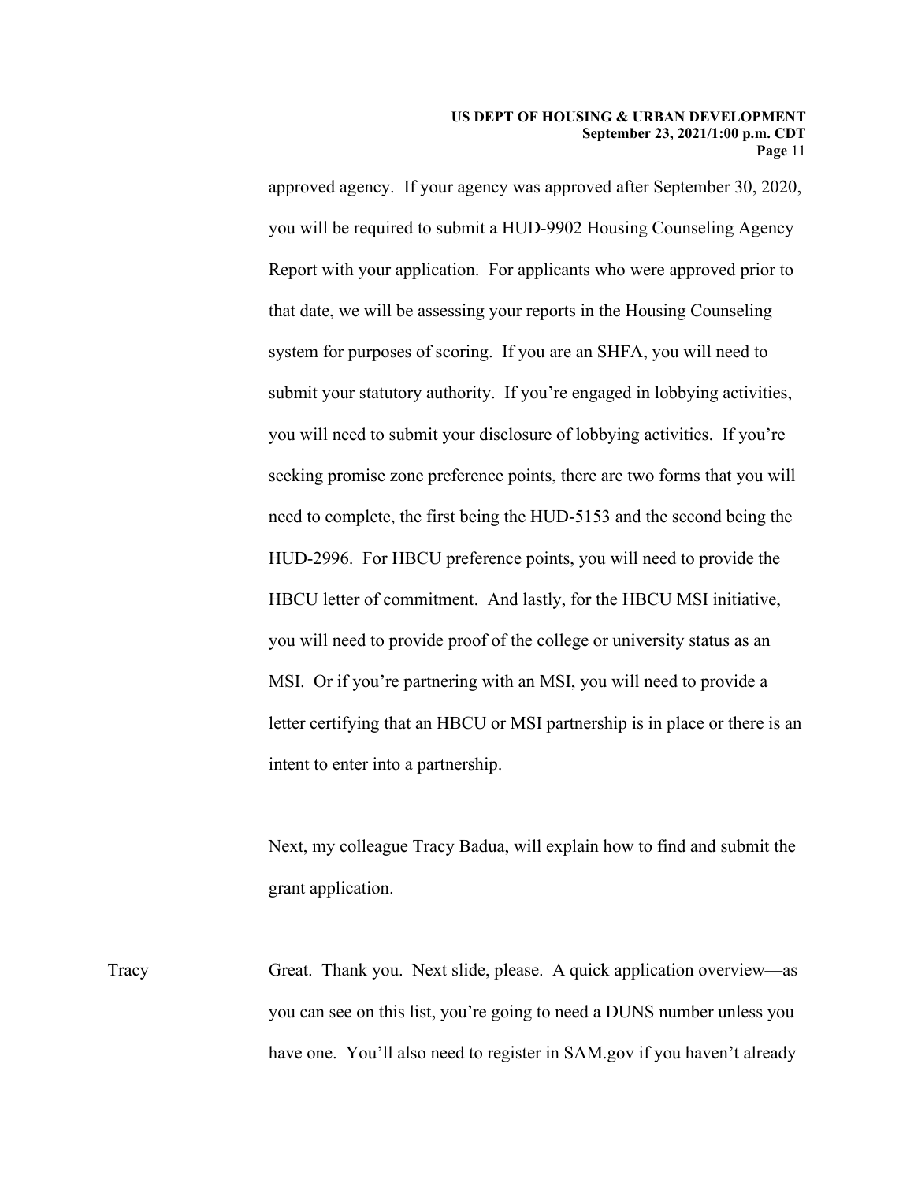approved agency. If your agency was approved after September 30, 2020, you will be required to submit a HUD-9902 Housing Counseling Agency Report with your application. For applicants who were approved prior to that date, we will be assessing your reports in the Housing Counseling system for purposes of scoring. If you are an SHFA, you will need to submit your statutory authority. If you're engaged in lobbying activities, you will need to submit your disclosure of lobbying activities. If you're seeking promise zone preference points, there are two forms that you will need to complete, the first being the HUD-5153 and the second being the HUD-2996. For HBCU preference points, you will need to provide the HBCU letter of commitment. And lastly, for the HBCU MSI initiative, you will need to provide proof of the college or university status as an MSI. Or if you're partnering with an MSI, you will need to provide a letter certifying that an HBCU or MSI partnership is in place or there is an intent to enter into a partnership.

Next, my colleague Tracy Badua, will explain how to find and submit the grant application.

Tracy: Great. Thank you. Next slide, please. A quick application overview—as you can see on this list, you're going to need a DUNS number unless you have one. You'll also need to register in SAM.gov if you haven't already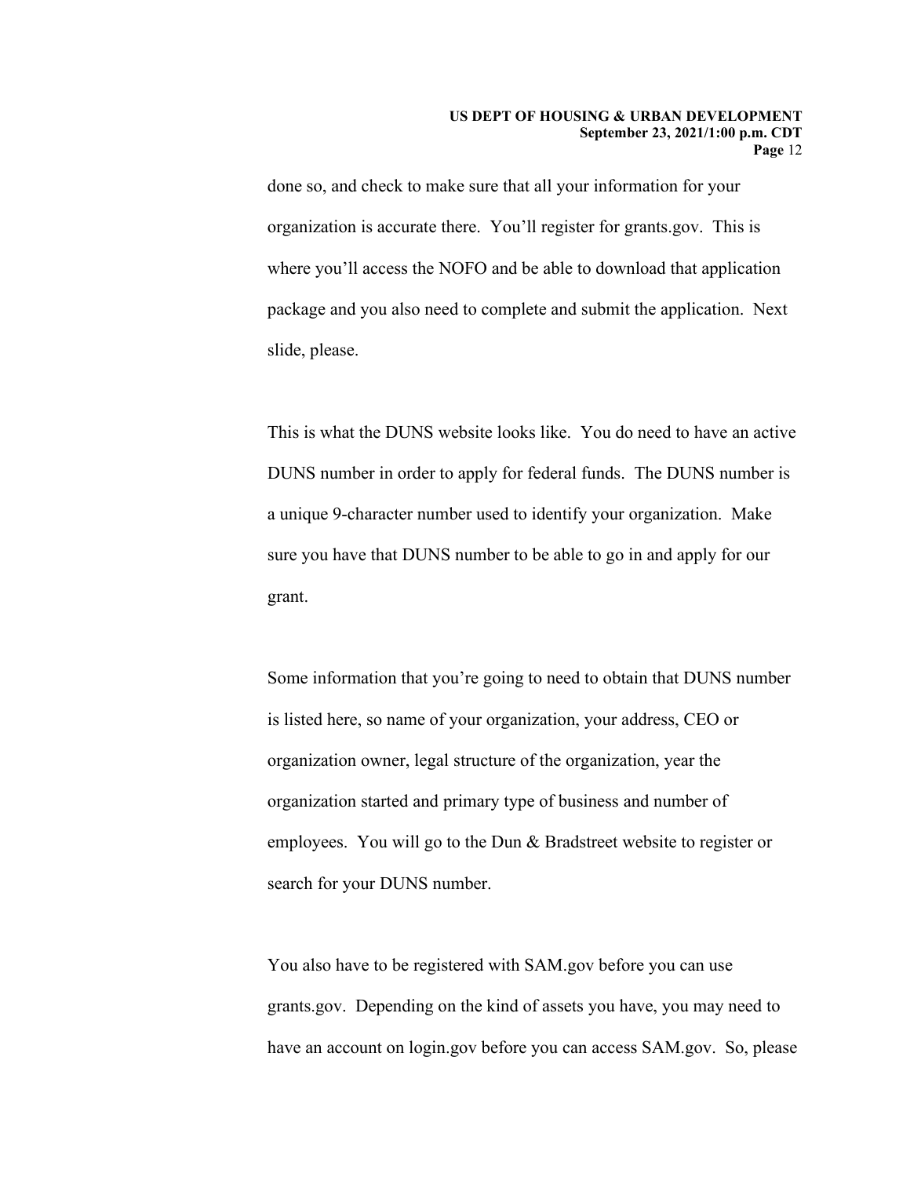done so, and check to make sure that all your information for your organization is accurate there. You'll register for grants.gov. This is where you'll access the NOFO and be able to download that application package and you also need to complete and submit the application. Next slide, please.

This is what the DUNS website looks like. You do need to have an active DUNS number in order to apply for federal funds. The DUNS number is a unique 9-character number used to identify your organization. Make sure you have that DUNS number to be able to go in and apply for our grant.

Some information that you're going to need to obtain that DUNS number is listed here, so name of your organization, your address, CEO or organization owner, legal structure of the organization, year the organization started and primary type of business and number of employees. You will go to the Dun & Bradstreet website to register or search for your DUNS number.

You also have to be registered with SAM.gov before you can use grants.gov. Depending on the kind of assets you have, you may need to have an account on login.gov before you can access SAM.gov. So, please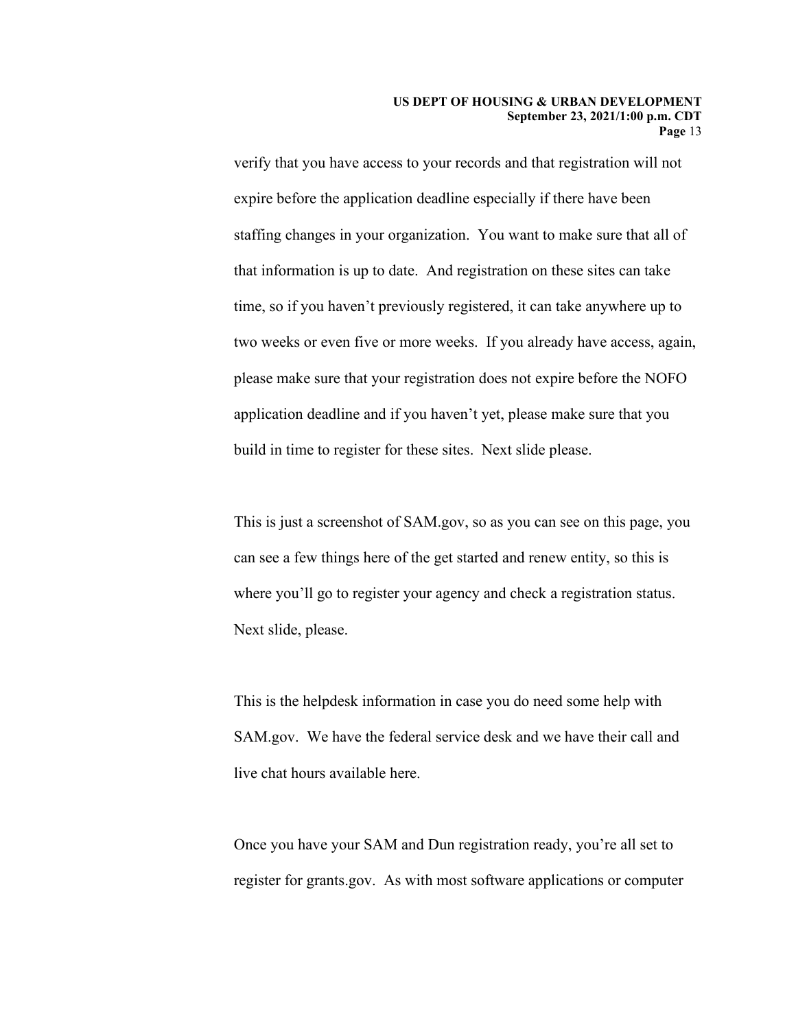verify that you have access to your records and that registration will not expire before the application deadline especially if there have been staffing changes in your organization. You want to make sure that all of that information is up to date. And registration on these sites can take time, so if you haven't previously registered, it can take anywhere up to two weeks or even five or more weeks. If you already have access, again, please make sure that your registration does not expire before the NOFO application deadline and if you haven't yet, please make sure that you build in time to register for these sites. Next slide please.

This is just a screenshot of SAM.gov, so as you can see on this page, you can see a few things here of the get started and renew entity, so this is where you'll go to register your agency and check a registration status. Next slide, please.

This is the helpdesk information in case you do need some help with SAM.gov. We have the federal service desk and we have their call and live chat hours available here.

Once you have your SAM and Dun registration ready, you're all set to register for grants.gov. As with most software applications or computer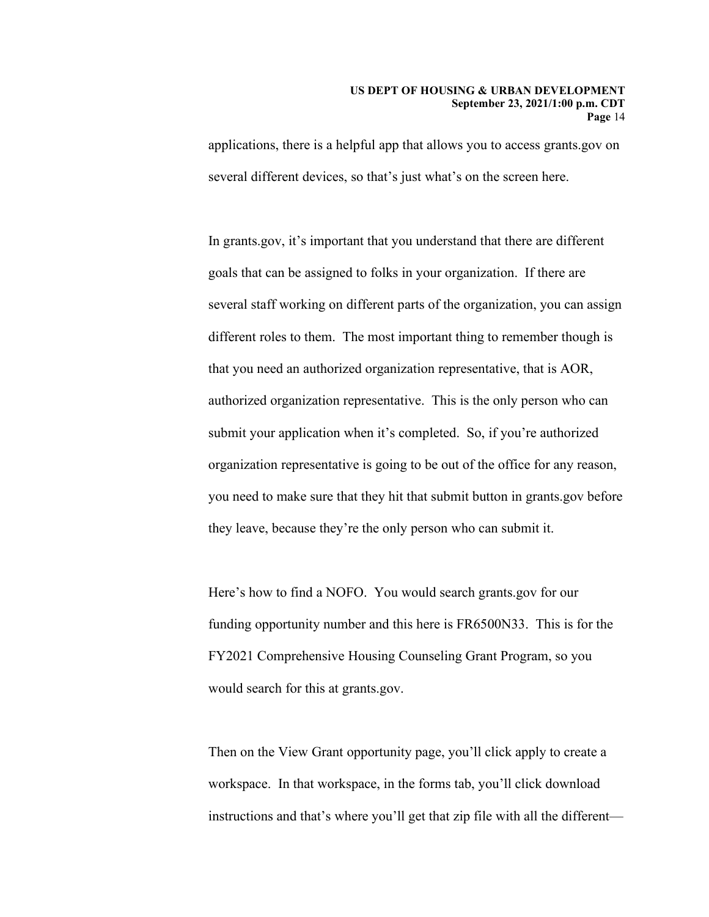applications, there is a helpful app that allows you to access grants.gov on several different devices, so that's just what's on the screen here.

In grants.gov, it's important that you understand that there are different goals that can be assigned to folks in your organization. If there are several staff working on different parts of the organization, you can assign different roles to them. The most important thing to remember though is that you need an authorized organization representative, that is AOR, authorized organization representative. This is the only person who can submit your application when it's completed. So, if you're authorized organization representative is going to be out of the office for any reason, you need to make sure that they hit that submit button in grants.gov before they leave, because they're the only person who can submit it.

Here's how to find a NOFO. You would search grants.gov for our funding opportunity number and this here is FR6500N33. This is for the FY2021 Comprehensive Housing Counseling Grant Program, so you would search for this at grants.gov.

Then on the View Grant opportunity page, you'll click apply to create a workspace. In that workspace, in the forms tab, you'll click download instructions and that's where you'll get that zip file with all the different—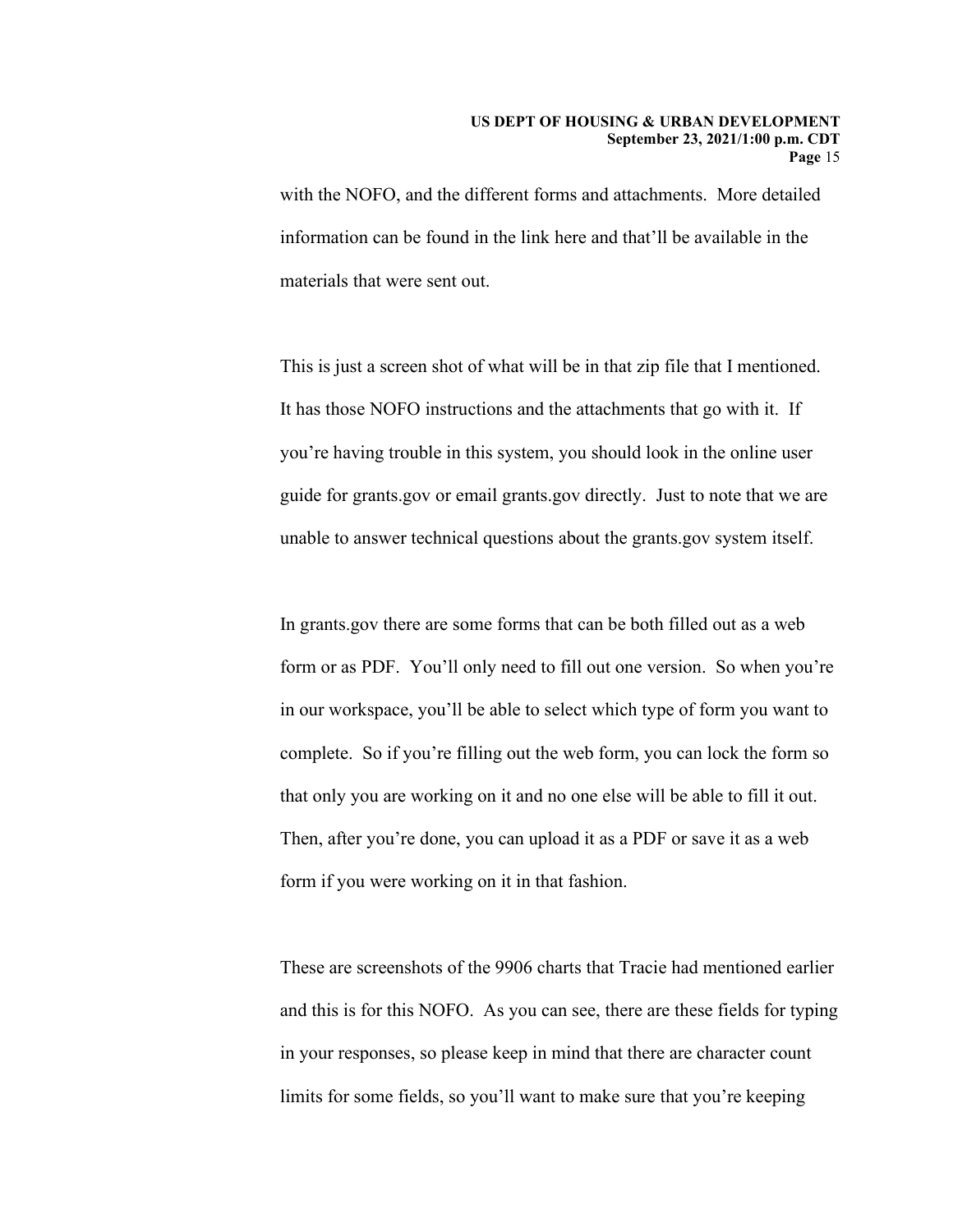with the NOFO, and the different forms and attachments. More detailed information can be found in the link here and that'll be available in the materials that were sent out.

This is just a screen shot of what will be in that zip file that I mentioned. It has those NOFO instructions and the attachments that go with it. If you're having trouble in this system, you should look in the online user guide for grants.gov or email grants.gov directly. Just to note that we are unable to answer technical questions about the grants.gov system itself.

In grants.gov there are some forms that can be both filled out as a web form or as PDF. You'll only need to fill out one version. So when you're in our workspace, you'll be able to select which type of form you want to complete. So if you're filling out the web form, you can lock the form so that only you are working on it and no one else will be able to fill it out. Then, after you're done, you can upload it as a PDF or save it as a web form if you were working on it in that fashion.

These are screenshots of the 9906 charts that Tracie had mentioned earlier and this is for this NOFO. As you can see, there are these fields for typing in your responses, so please keep in mind that there are character count limits for some fields, so you'll want to make sure that you're keeping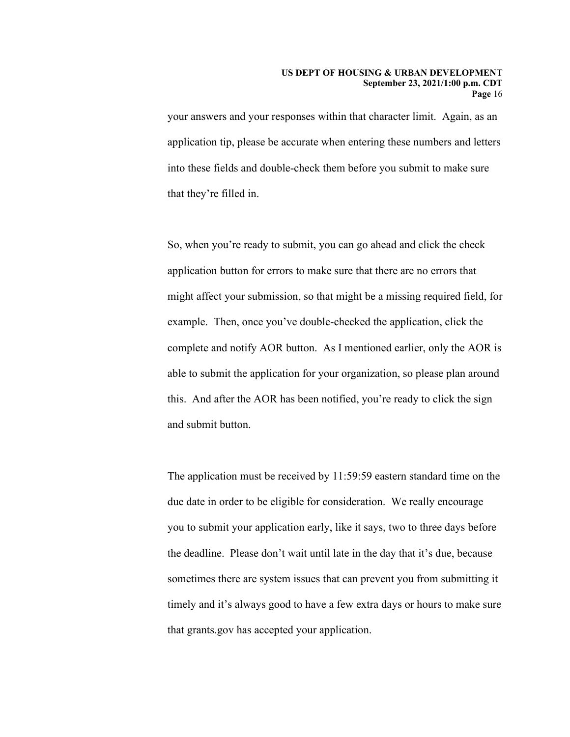your answers and your responses within that character limit. Again, as an application tip, please be accurate when entering these numbers and letters into these fields and double-check them before you submit to make sure that they're filled in.

So, when you're ready to submit, you can go ahead and click the check application button for errors to make sure that there are no errors that might affect your submission, so that might be a missing required field, for example. Then, once you've double-checked the application, click the complete and notify AOR button. As I mentioned earlier, only the AOR is able to submit the application for your organization, so please plan around this. And after the AOR has been notified, you're ready to click the sign and submit button.

The application must be received by 11:59:59 eastern standard time on the due date in order to be eligible for consideration. We really encourage you to submit your application early, like it says, two to three days before the deadline. Please don't wait until late in the day that it's due, because sometimes there are system issues that can prevent you from submitting it timely and it's always good to have a few extra days or hours to make sure that grants.gov has accepted your application.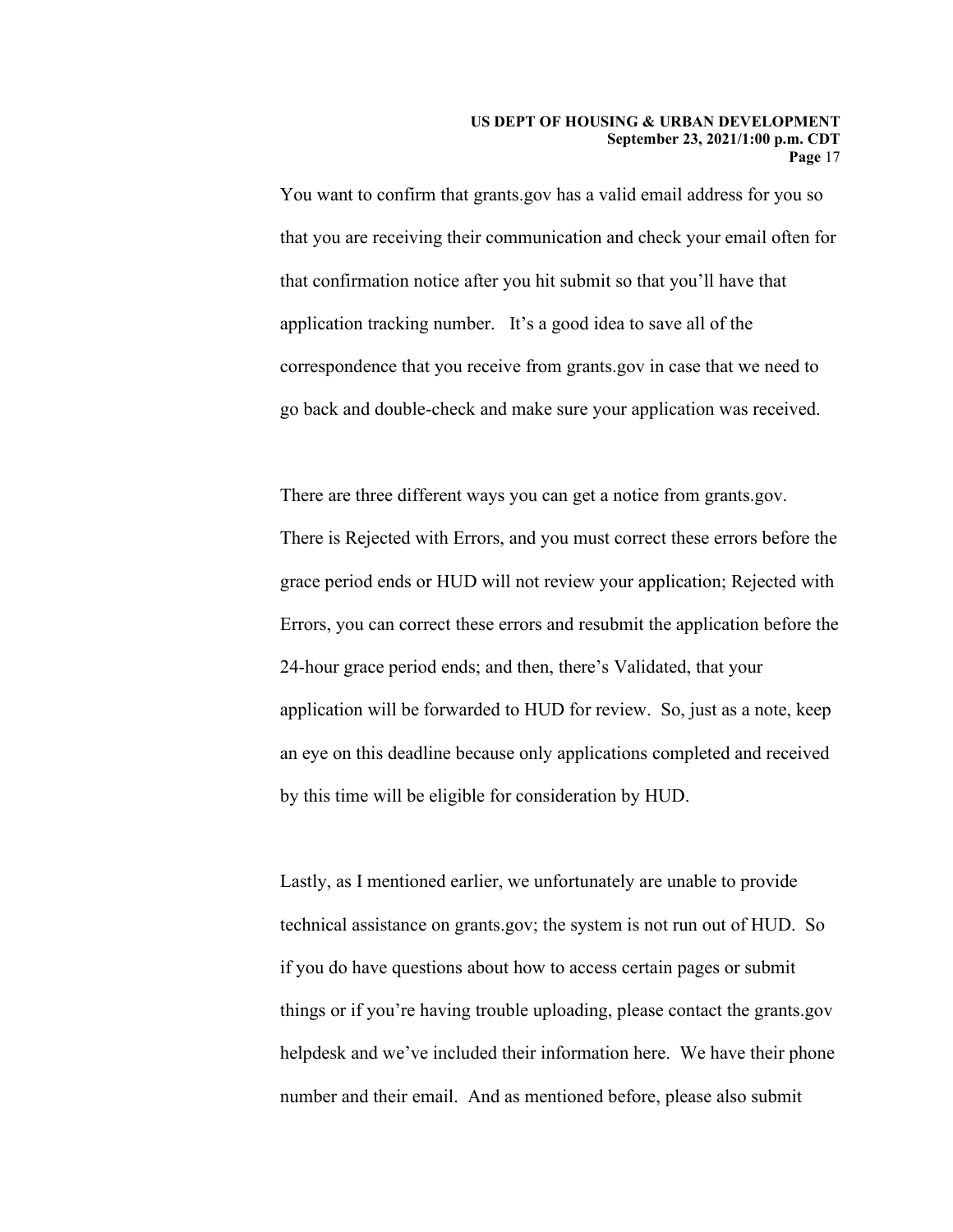You want to confirm that grants.gov has a valid email address for you so that you are receiving their communication and check your email often for that confirmation notice after you hit submit so that you'll have that application tracking number. It's a good idea to save all of the correspondence that you receive from grants.gov in case that we need to go back and double-check and make sure your application was received.

There are three different ways you can get a notice from grants.gov. There is Rejected with Errors, and you must correct these errors before the grace period ends or HUD will not review your application; Rejected with Errors, you can correct these errors and resubmit the application before the 24-hour grace period ends; and then, there's Validated, that your application will be forwarded to HUD for review. So, just as a note, keep an eye on this deadline because only applications completed and received by this time will be eligible for consideration by HUD.

Lastly, as I mentioned earlier, we unfortunately are unable to provide technical assistance on grants.gov; the system is not run out of HUD. So if you do have questions about how to access certain pages or submit things or if you're having trouble uploading, please contact the grants.gov helpdesk and we've included their information here. We have their phone number and their email. And as mentioned before, please also submit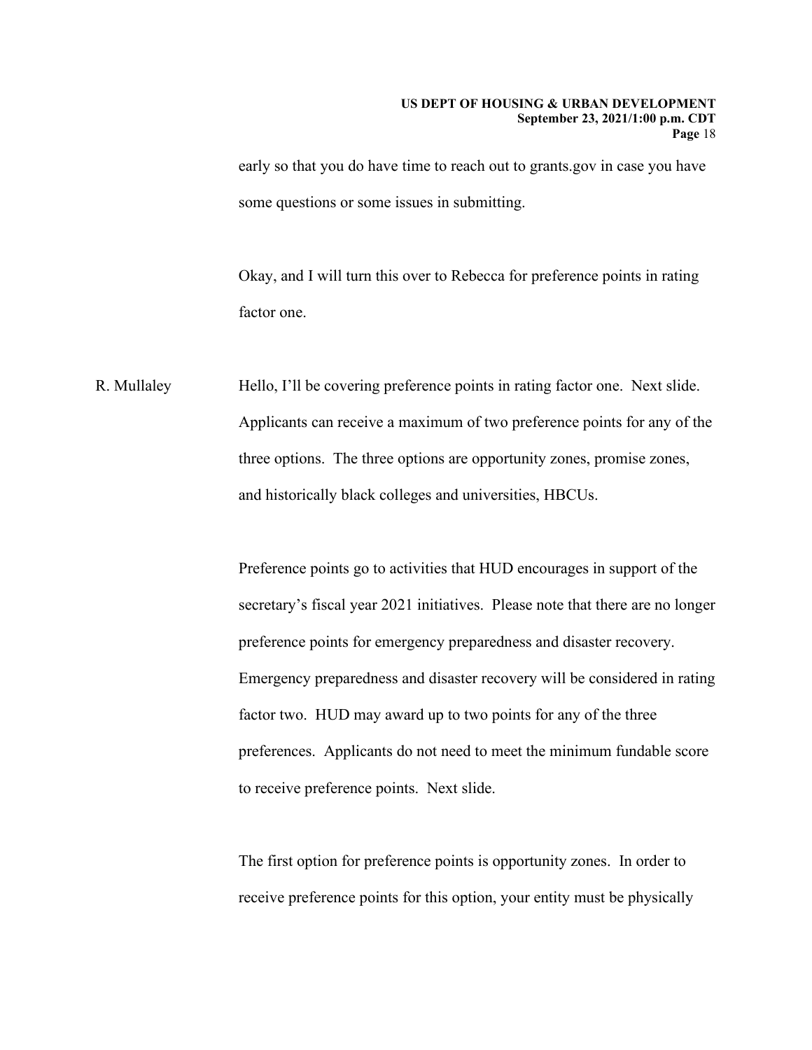early so that you do have time to reach out to grants.gov in case you have some questions or some issues in submitting.

Okay, and I will turn this over to Rebecca for preference points in rating factor one.

R. Mullaley Hello, I'll be covering preference points in rating factor one. Next slide. Applicants can receive a maximum of two preference points for any of the three options. The three options are opportunity zones, promise zones, and historically black colleges and universities, HBCUs.

Preference points go to activities that HUD encourages in support of the secretary's fiscal year 2021 initiatives. Please note that there are no longer preference points for emergency preparedness and disaster recovery. Emergency preparedness and disaster recovery will be considered in rating factor two. HUD may award up to two points for any of the three preferences. Applicants do not need to meet the minimum fundable score to receive preference points. Next slide.

The first option for preference points is opportunity zones. In order to receive preference points for this option, your entity must be physically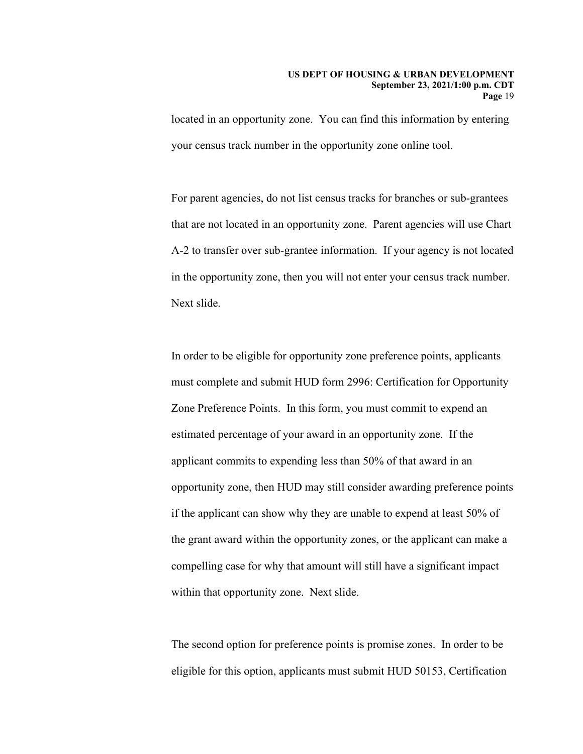located in an opportunity zone. You can find this information by entering your census track number in the opportunity zone online tool.

For parent agencies, do not list census tracks for branches or sub-grantees that are not located in an opportunity zone. Parent agencies will use Chart A-2 to transfer over sub-grantee information. If your agency is not located in the opportunity zone, then you will not enter your census track number. Next slide.

In order to be eligible for opportunity zone preference points, applicants must complete and submit HUD form 2996: Certification for Opportunity Zone Preference Points. In this form, you must commit to expend an estimated percentage of your award in an opportunity zone. If the applicant commits to expending less than 50% of that award in an opportunity zone, then HUD may still consider awarding preference points if the applicant can show why they are unable to expend at least 50% of the grant award within the opportunity zones, or the applicant can make a compelling case for why that amount will still have a significant impact within that opportunity zone. Next slide.

The second option for preference points is promise zones. In order to be eligible for this option, applicants must submit HUD 50153, Certification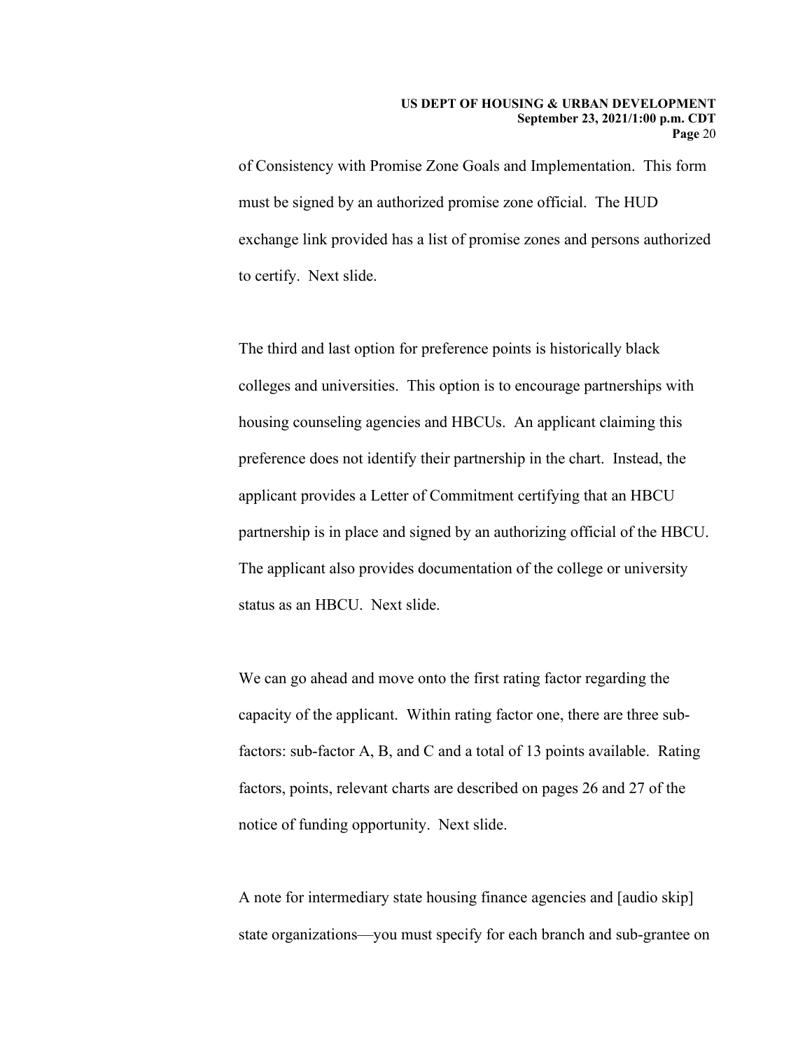of Consistency with Promise Zone Goals and Implementation. This form must be signed by an authorized promise zone official. The HUD exchange link provided has a list of promise zones and persons authorized to certify. Next slide.

The third and last option for preference points is historically black colleges and universities. This option is to encourage partnerships with housing counseling agencies and HBCUs. An applicant claiming this preference does not identify their partnership in the chart. Instead, the applicant provides a Letter of Commitment certifying that an HBCU partnership is in place and signed by an authorizing official of the HBCU. The applicant also provides documentation of the college or university status as an HBCU. Next slide.

We can go ahead and move onto the first rating factor regarding the capacity of the applicant. Within rating factor one, there are three sub-factors: sub-factor A, B, and C and a total of 13 points available. Rating factors, points, relevant charts are described on pages 26 and 27 of the notice of funding opportunity. Next slide.

A note for intermediary state housing finance agencies and [audio skip] state organizations—you must specify for each branch and sub-grantee on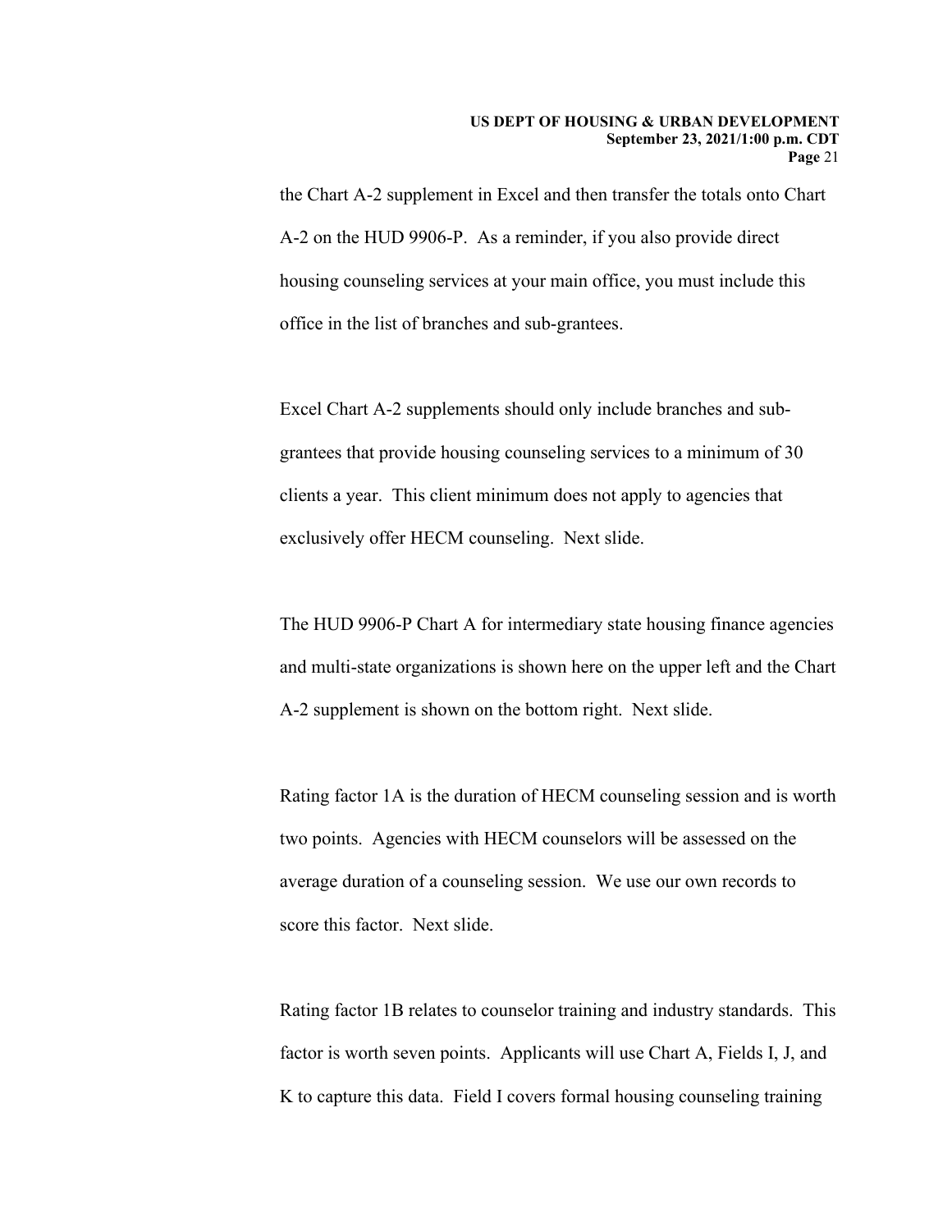the Chart A-2 supplement in Excel and then transfer the totals onto Chart A-2 on the HUD 9906-P. As a reminder, if you also provide direct housing counseling services at your main office, you must include this office in the list of branches and sub-grantees.

Excel Chart A-2 supplements should only include branches and sub-grantees that provide housing counseling services to a minimum of 30 clients a year. This client minimum does not apply to agencies that exclusively offer HECM counseling. Next slide.

The HUD 9906-P Chart A for intermediary state housing finance agencies and multi-state organizations is shown here on the upper left and the Chart A-2 supplement is shown on the bottom right. Next slide.

Rating factor 1A is the duration of HECM counseling session and is worth two points. Agencies with HECM counselors will be assessed on the average duration of a counseling session. We use our own records to score this factor. Next slide.

Rating factor 1B relates to counselor training and industry standards. This factor is worth seven points. Applicants will use Chart A, Fields I, J, and K to capture this data. Field I covers formal housing counseling training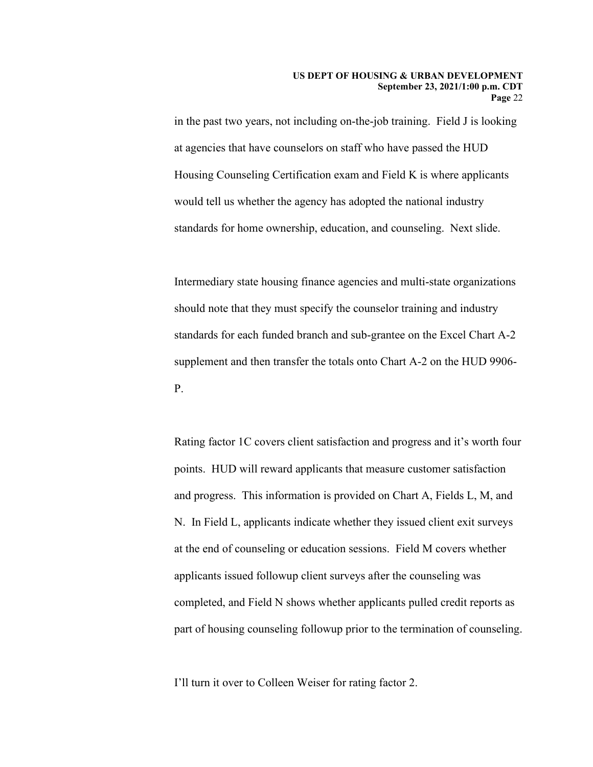in the past two years, not including on-the-job training. Field J is looking at agencies that have counselors on staff who have passed the HUD Housing Counseling Certification exam and Field K is where applicants would tell us whether the agency has adopted the national industry standards for home ownership, education, and counseling. Next slide.

Intermediary state housing finance agencies and multi-state organizations should note that they must specify the counselor training and industry standards for each funded branch and sub-grantee on the Excel Chart A-2 supplement and then transfer the totals onto Chart A-2 on the HUD 9906-P.

Rating factor 1C covers client satisfaction and progress and it's worth four points. HUD will reward applicants that measure customer satisfaction and progress. This information is provided on Chart A, Fields L, M, and N. In Field L, applicants indicate whether they issued client exit surveys at the end of counseling or education sessions. Field M covers whether applicants issued followup client surveys after the counseling was completed, and Field N shows whether applicants pulled credit reports as part of housing counseling followup prior to the termination of counseling.

I'll turn it over to Colleen Weiser for rating factor 2.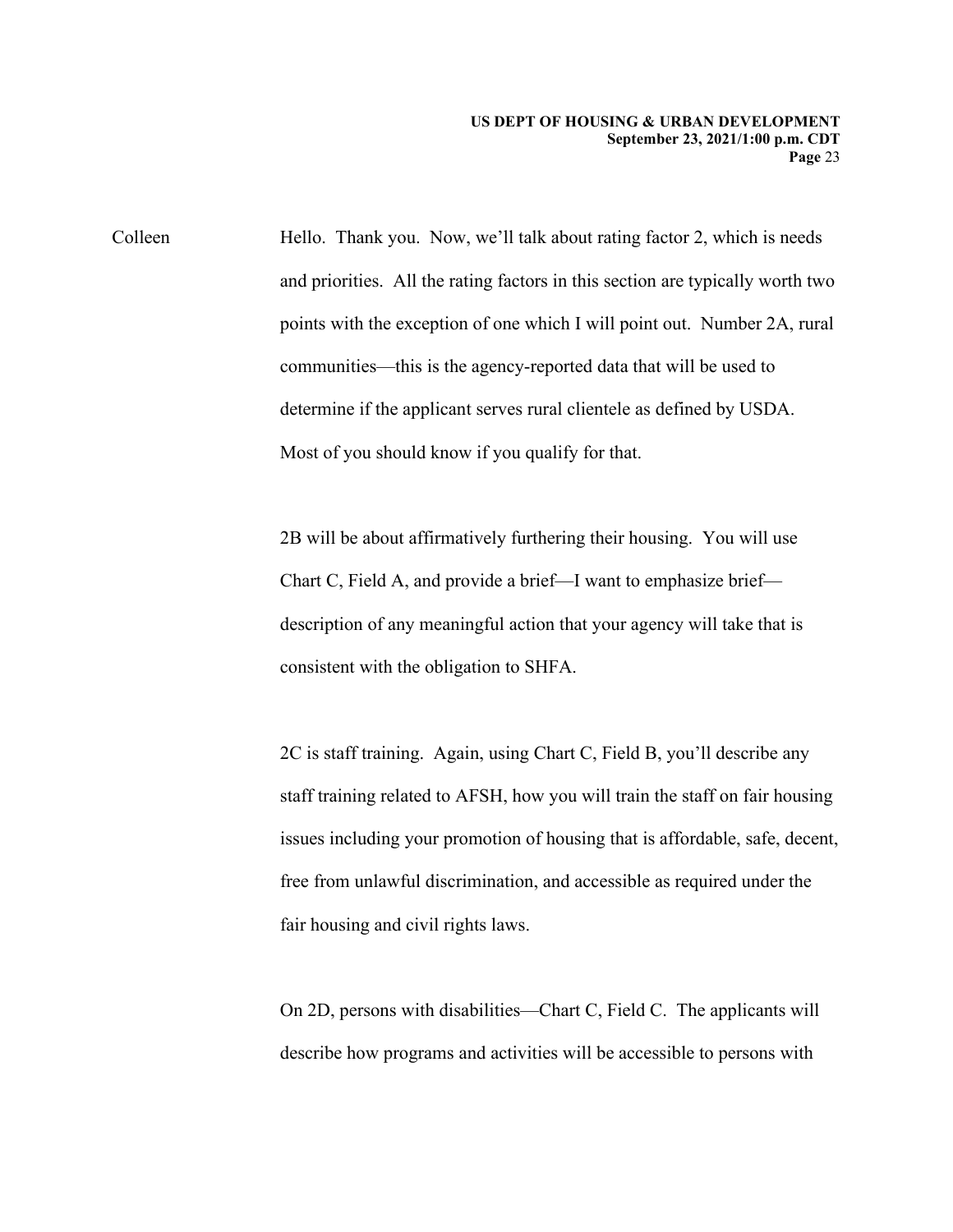Colleen Hello. Thank you. Now, we'll talk about rating factor 2, which is needs and priorities. All the rating factors in this section are typically worth two points with the exception of one which I will point out. Number 2A, rural communities—this is the agency-reported data that will be used to determine if the applicant serves rural clientele as defined by USDA. Most of you should know if you qualify for that.

2B will be about affirmatively furthering their housing. You will use Chart C, Field A, and provide a brief—I want to emphasize brief—description of any meaningful action that your agency will take that is consistent with the obligation to SHFA.

2C is staff training. Again, using Chart C, Field B, you'll describe any staff training related to AFSH, how you will train the staff on fair housing issues including your promotion of housing that is affordable, safe, decent, free from unlawful discrimination, and accessible as required under the fair housing and civil rights laws.

On 2D, persons with disabilities—Chart C, Field C. The applicants will describe how programs and activities will be accessible to persons with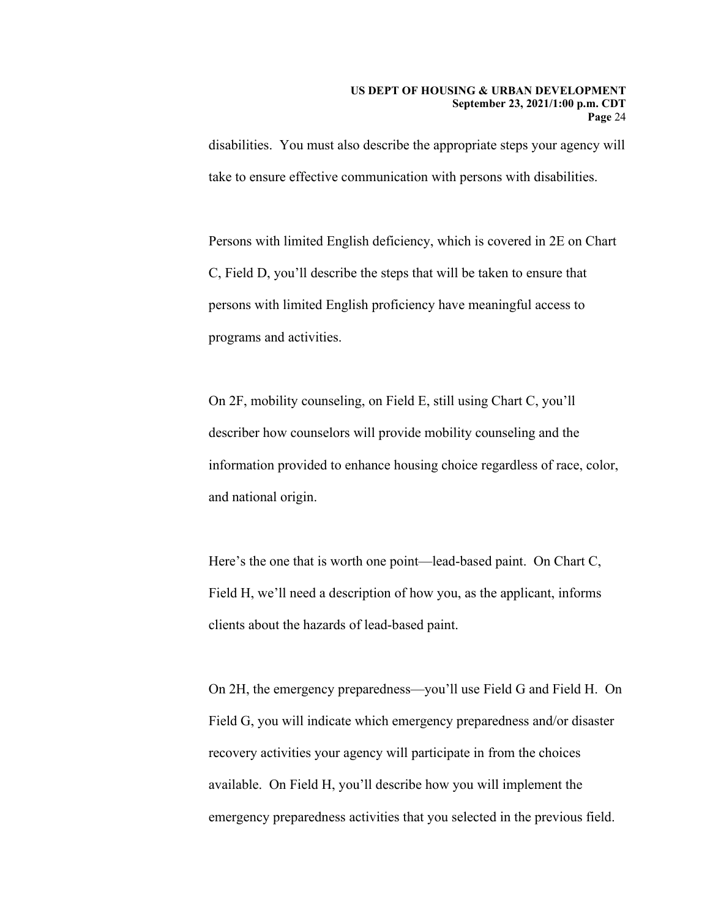disabilities. You must also describe the appropriate steps your agency will take to ensure effective communication with persons with disabilities.

Persons with limited English deficiency, which is covered in 2E on Chart C, Field D, you'll describe the steps that will be taken to ensure that persons with limited English proficiency have meaningful access to programs and activities.

On 2F, mobility counseling, on Field E, still using Chart C, you'll describer how counselors will provide mobility counseling and the information provided to enhance housing choice regardless of race, color, and national origin.

Here's the one that is worth one point—lead-based paint. On Chart C, Field H, we'll need a description of how you, as the applicant, informs clients about the hazards of lead-based paint.

On 2H, the emergency preparedness—you'll use Field G and Field H. On Field G, you will indicate which emergency preparedness and/or disaster recovery activities your agency will participate in from the choices available. On Field H, you'll describe how you will implement the emergency preparedness activities that you selected in the previous field.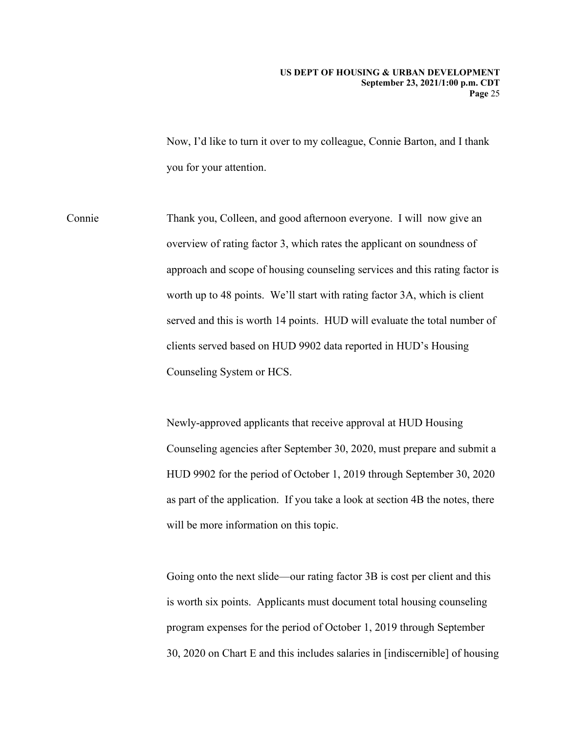Now, I'd like to turn it over to my colleague, Connie Barton, and I thank you for your attention.

Connie Thank you, Colleen, and good afternoon everyone. I will now give an overview of rating factor 3, which rates the applicant on soundness of approach and scope of housing counseling services and this rating factor is worth up to 48 points. We'll start with rating factor 3A, which is client served and this is worth 14 points. HUD will evaluate the total number of clients served based on HUD 9902 data reported in HUD's Housing Counseling System or HCS.

Newly-approved applicants that receive approval at HUD Housing Counseling agencies after September 30, 2020, must prepare and submit a HUD 9902 for the period of October 1, 2019 through September 30, 2020 as part of the application. If you take a look at section 4B the notes, there will be more information on this topic.

Going onto the next slide—our rating factor 3B is cost per client and this is worth six points. Applicants must document total housing counseling program expenses for the period of October 1, 2019 through September 30, 2020 on Chart E and this includes salaries in [indiscernible] of housing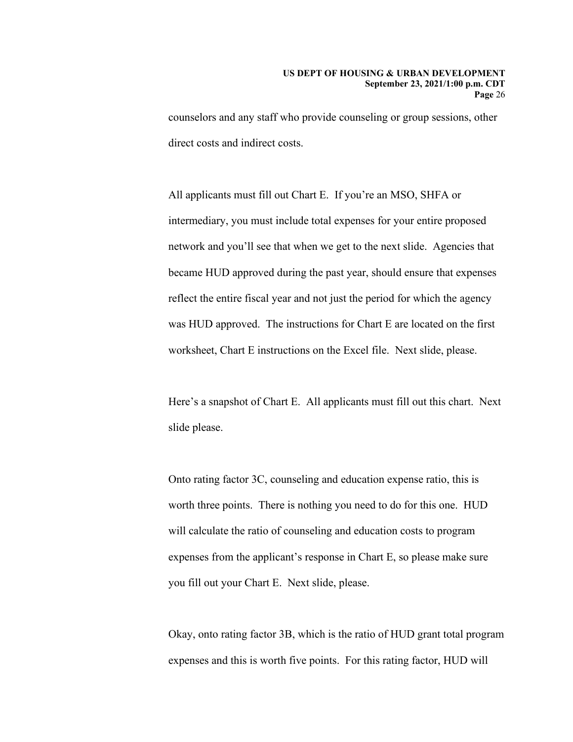counselors and any staff who provide counseling or group sessions, other direct costs and indirect costs.

All applicants must fill out Chart E. If you're an MSO, SHFA or intermediary, you must include total expenses for your entire proposed network and you'll see that when we get to the next slide. Agencies that became HUD approved during the past year, should ensure that expenses reflect the entire fiscal year and not just the period for which the agency was HUD approved. The instructions for Chart E are located on the first worksheet, Chart E instructions on the Excel file. Next slide, please.

Here's a snapshot of Chart E. All applicants must fill out this chart. Next slide please.

Onto rating factor 3C, counseling and education expense ratio, this is worth three points. There is nothing you need to do for this one. HUD will calculate the ratio of counseling and education costs to program expenses from the applicant's response in Chart E, so please make sure you fill out your Chart E. Next slide, please.

Okay, onto rating factor 3B, which is the ratio of HUD grant total program expenses and this is worth five points. For this rating factor, HUD will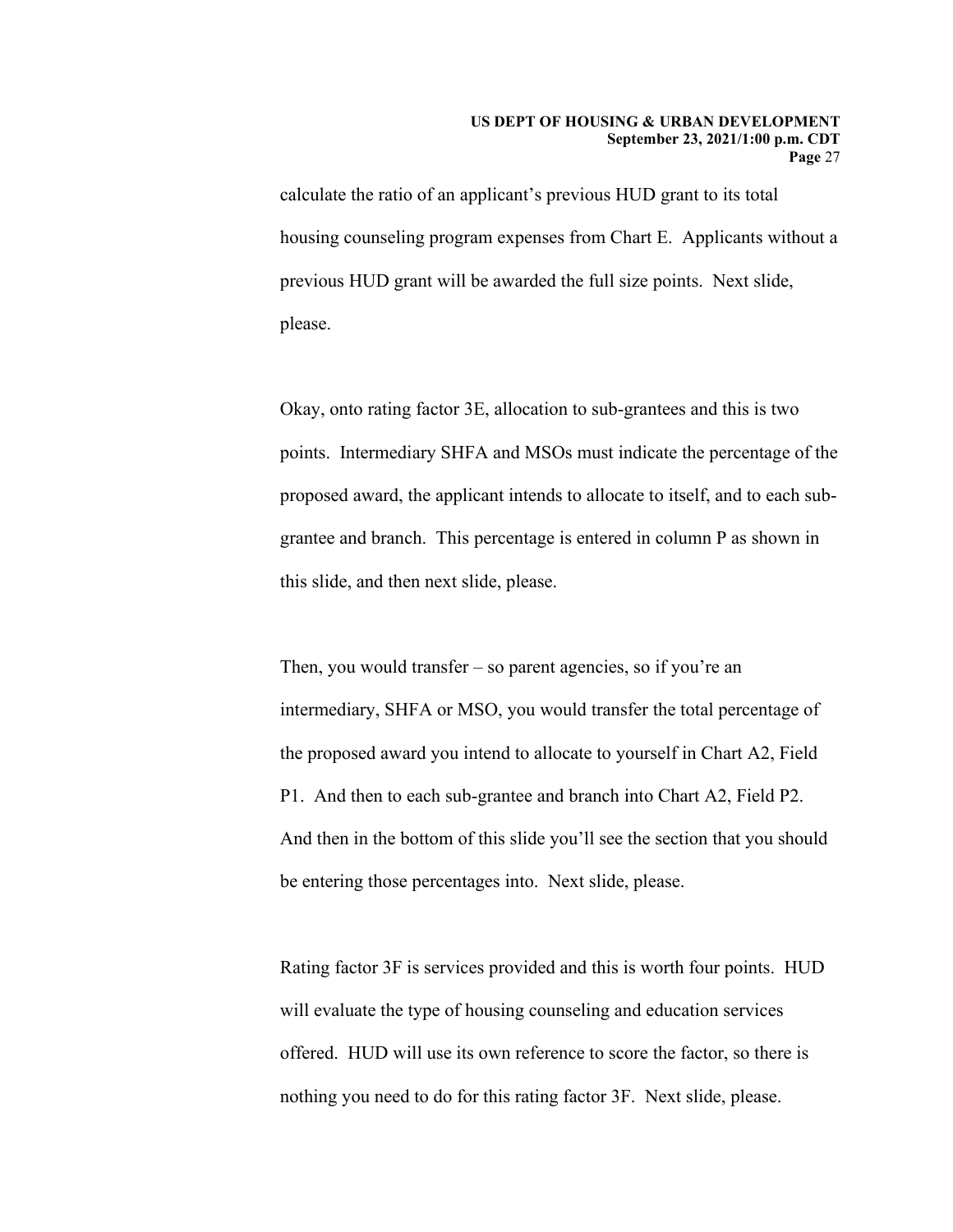calculate the ratio of an applicant's previous HUD grant to its total housing counseling program expenses from Chart E. Applicants without a previous HUD grant will be awarded the full size points. Next slide, please.

Okay, onto rating factor 3E, allocation to sub-grantees and this is two points. Intermediary SHFA and MSOs must indicate the percentage of the proposed award, the applicant intends to allocate to itself, and to each sub-grantee and branch. This percentage is entered in column P as shown in this slide, and then next slide, please.

Then, you would transfer – so parent agencies, so if you're an intermediary, SHFA or MSO, you would transfer the total percentage of the proposed award you intend to allocate to yourself in Chart A2, Field P1. And then to each sub-grantee and branch into Chart A2, Field P2. And then in the bottom of this slide you'll see the section that you should be entering those percentages into. Next slide, please.

Rating factor 3F is services provided and this is worth four points. HUD will evaluate the type of housing counseling and education services offered. HUD will use its own reference to score the factor, so there is nothing you need to do for this rating factor 3F. Next slide, please.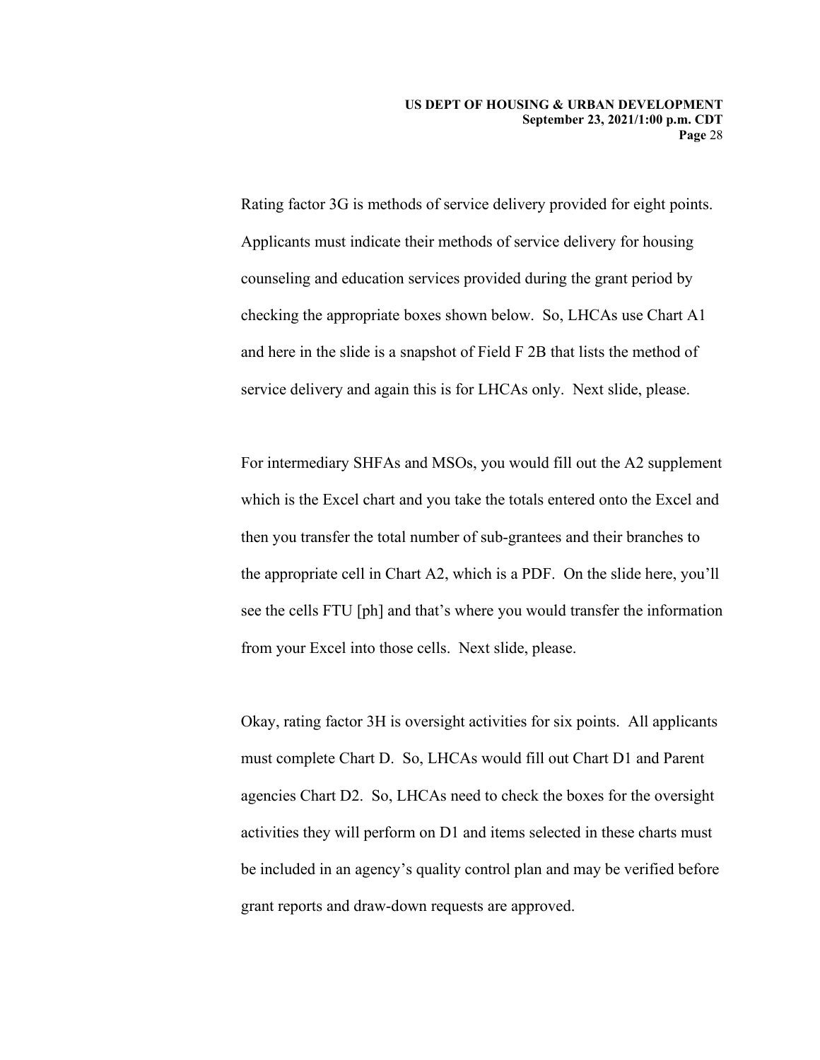Rating factor 3G is methods of service delivery provided for eight points. Applicants must indicate their methods of service delivery for housing counseling and education services provided during the grant period by checking the appropriate boxes shown below. So, LHCAs use Chart A1 and here in the slide is a snapshot of Field F 2B that lists the method of service delivery and again this is for LHCAs only. Next slide, please.

For intermediary SHFAs and MSOs, you would fill out the A2 supplement which is the Excel chart and you take the totals entered onto the Excel and then you transfer the total number of sub-grantees and their branches to the appropriate cell in Chart A2, which is a PDF. On the slide here, you'll see the cells FTU [ph] and that's where you would transfer the information from your Excel into those cells. Next slide, please.

Okay, rating factor 3H is oversight activities for six points. All applicants must complete Chart D. So, LHCAs would fill out Chart D1 and Parent agencies Chart D2. So, LHCAs need to check the boxes for the oversight activities they will perform on D1 and items selected in these charts must be included in an agency's quality control plan and may be verified before grant reports and draw-down requests are approved.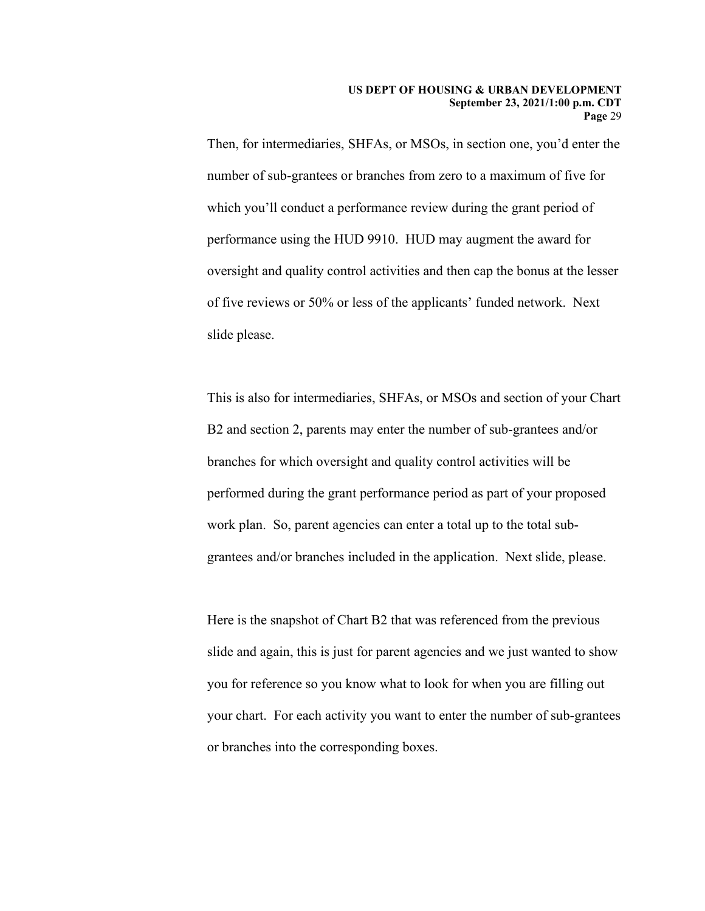Then, for intermediaries, SHFAs, or MSOs, in section one, you'd enter the number of sub-grantees or branches from zero to a maximum of five for which you'll conduct a performance review during the grant period of performance using the HUD 9910. HUD may augment the award for oversight and quality control activities and then cap the bonus at the lesser of five reviews or 50% or less of the applicants' funded network. Next slide please.

This is also for intermediaries, SHFAs, or MSOs and section of your Chart B2 and section 2, parents may enter the number of sub-grantees and/or branches for which oversight and quality control activities will be performed during the grant performance period as part of your proposed work plan. So, parent agencies can enter a total up to the total sub-grantees and/or branches included in the application. Next slide, please.

Here is the snapshot of Chart B2 that was referenced from the previous slide and again, this is just for parent agencies and we just wanted to show you for reference so you know what to look for when you are filling out your chart. For each activity you want to enter the number of sub-grantees or branches into the corresponding boxes.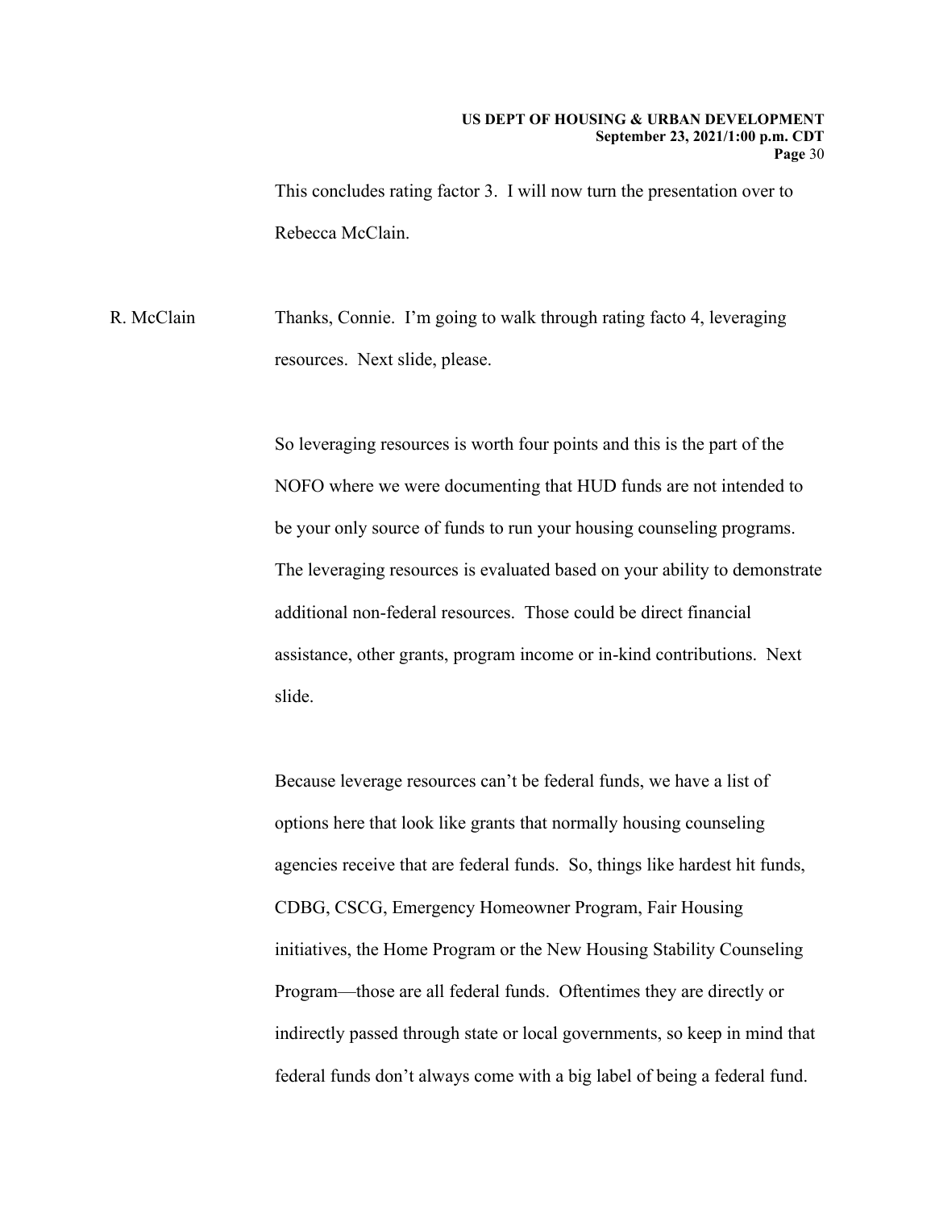This concludes rating factor 3. I will now turn the presentation over to Rebecca McClain.

R. McClain Thanks, Connie. I'm going to walk through rating facto 4, leveraging resources. Next slide, please.

So leveraging resources is worth four points and this is the part of the NOFO where we were documenting that HUD funds are not intended to be your only source of funds to run your housing counseling programs. The leveraging resources is evaluated based on your ability to demonstrate additional non-federal resources. Those could be direct financial assistance, other grants, program income or in-kind contributions. Next slide.

Because leverage resources can't be federal funds, we have a list of options here that look like grants that normally housing counseling agencies receive that are federal funds. So, things like hardest hit funds, CDBG, CSCG, Emergency Homeowner Program, Fair Housing initiatives, the Home Program or the New Housing Stability Counseling Program—those are all federal funds. Oftentimes they are directly or indirectly passed through state or local governments, so keep in mind that federal funds don't always come with a big label of being a federal fund.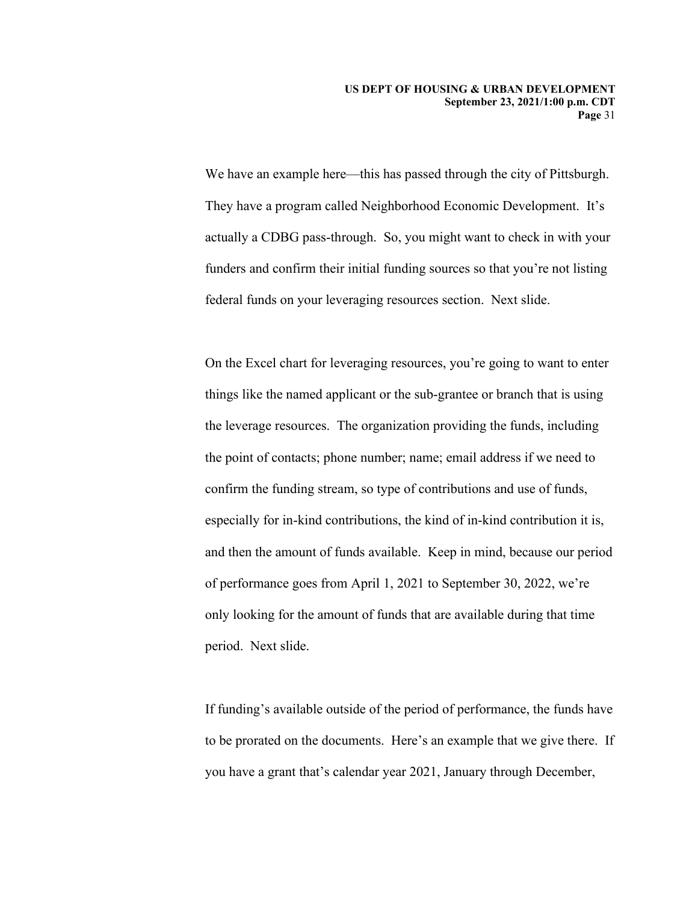We have an example here—this has passed through the city of Pittsburgh. They have a program called Neighborhood Economic Development. It's actually a CDBG pass-through. So, you might want to check in with your funders and confirm their initial funding sources so that you're not listing federal funds on your leveraging resources section. Next slide.

On the Excel chart for leveraging resources, you're going to want to enter things like the named applicant or the sub-grantee or branch that is using the leverage resources. The organization providing the funds, including the point of contacts; phone number; name; email address if we need to confirm the funding stream, so type of contributions and use of funds, especially for in-kind contributions, the kind of in-kind contribution it is, and then the amount of funds available. Keep in mind, because our period of performance goes from April 1, 2021 to September 30, 2022, we're only looking for the amount of funds that are available during that time period. Next slide.

If funding's available outside of the period of performance, the funds have to be prorated on the documents. Here's an example that we give there. If you have a grant that's calendar year 2021, January through December,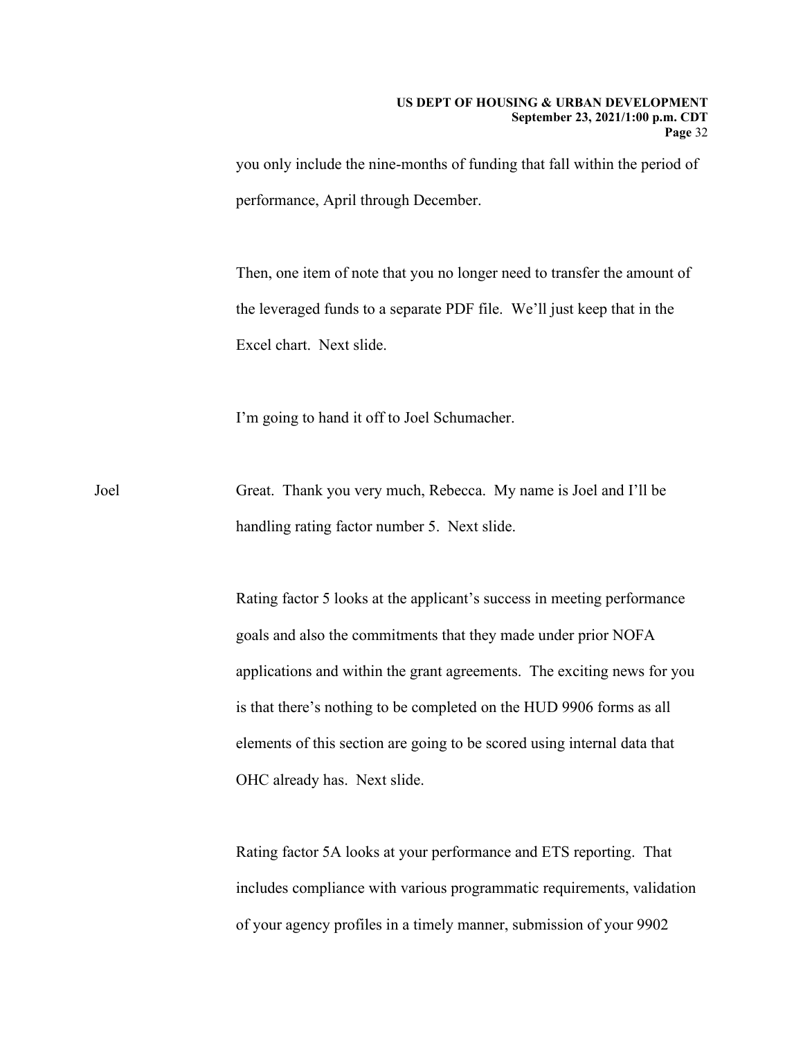you only include the nine-months of funding that fall within the period of performance, April through December.

Then, one item of note that you no longer need to transfer the amount of the leveraged funds to a separate PDF file. We'll just keep that in the Excel chart. Next slide.

I'm going to hand it off to Joel Schumacher.

Joel Great. Thank you very much, Rebecca. My name is Joel and I'll be handling rating factor number 5. Next slide.

Rating factor 5 looks at the applicant's success in meeting performance goals and also the commitments that they made under prior NOFA applications and within the grant agreements. The exciting news for you is that there's nothing to be completed on the HUD 9906 forms as all elements of this section are going to be scored using internal data that OHC already has. Next slide.

Rating factor 5A looks at your performance and ETS reporting. That includes compliance with various programmatic requirements, validation of your agency profiles in a timely manner, submission of your 9902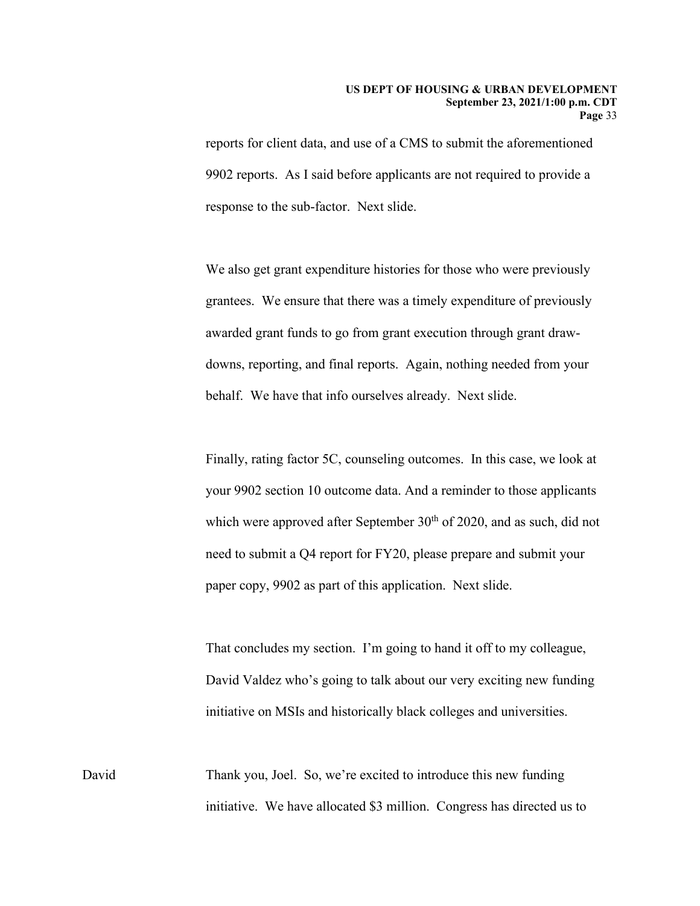reports for client data, and use of a CMS to submit the aforementioned 9902 reports. As I said before applicants are not required to provide a response to the sub-factor. Next slide.

We also get grant expenditure histories for those who were previously grantees. We ensure that there was a timely expenditure of previously awarded grant funds to go from grant execution through grant draw-downs, reporting, and final reports. Again, nothing needed from your behalf. We have that info ourselves already. Next slide.

Finally, rating factor 5C, counseling outcomes. In this case, we look at your 9902 section 10 outcome data. And a reminder to those applicants which were approved after September 30th of 2020, and as such, did not need to submit a Q4 report for FY20, please prepare and submit your paper copy, 9902 as part of this application. Next slide.

That concludes my section. I'm going to hand it off to my colleague, David Valdez who's going to talk about our very exciting new funding initiative on MSIs and historically black colleges and universities.

David Thank you, Joel. So, we're excited to introduce this new funding initiative. We have allocated $3 million. Congress has directed us to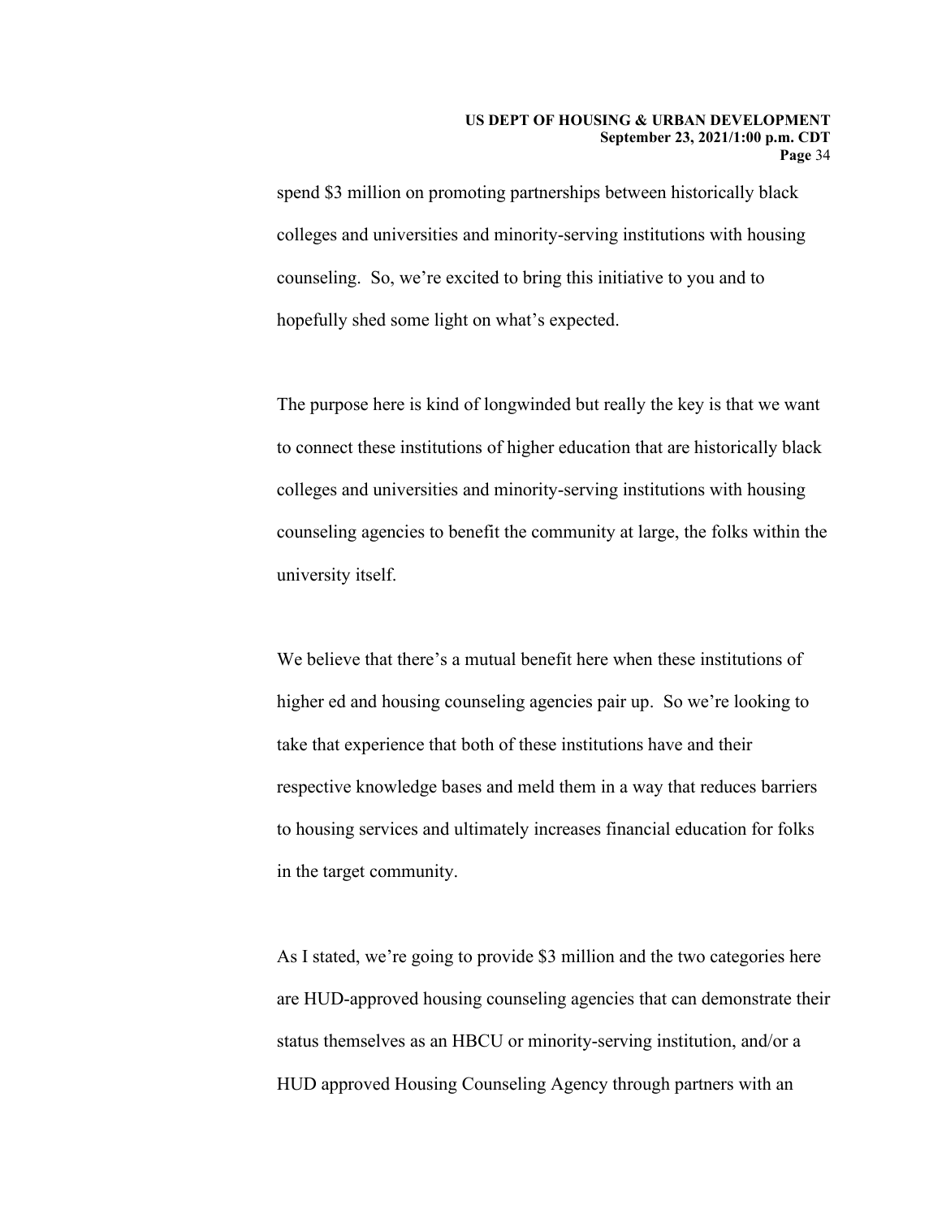spend $3 million on promoting partnerships between historically black colleges and universities and minority-serving institutions with housing counseling. So, we're excited to bring this initiative to you and to hopefully shed some light on what's expected.

The purpose here is kind of longwinded but really the key is that we want to connect these institutions of higher education that are historically black colleges and universities and minority-serving institutions with housing counseling agencies to benefit the community at large, the folks within the university itself.

We believe that there's a mutual benefit here when these institutions of higher ed and housing counseling agencies pair up. So we're looking to take that experience that both of these institutions have and their respective knowledge bases and meld them in a way that reduces barriers to housing services and ultimately increases financial education for folks in the target community.

As I stated, we're going to provide $3 million and the two categories here are HUD-approved housing counseling agencies that can demonstrate their status themselves as an HBCU or minority-serving institution, and/or a HUD approved Housing Counseling Agency through partners with an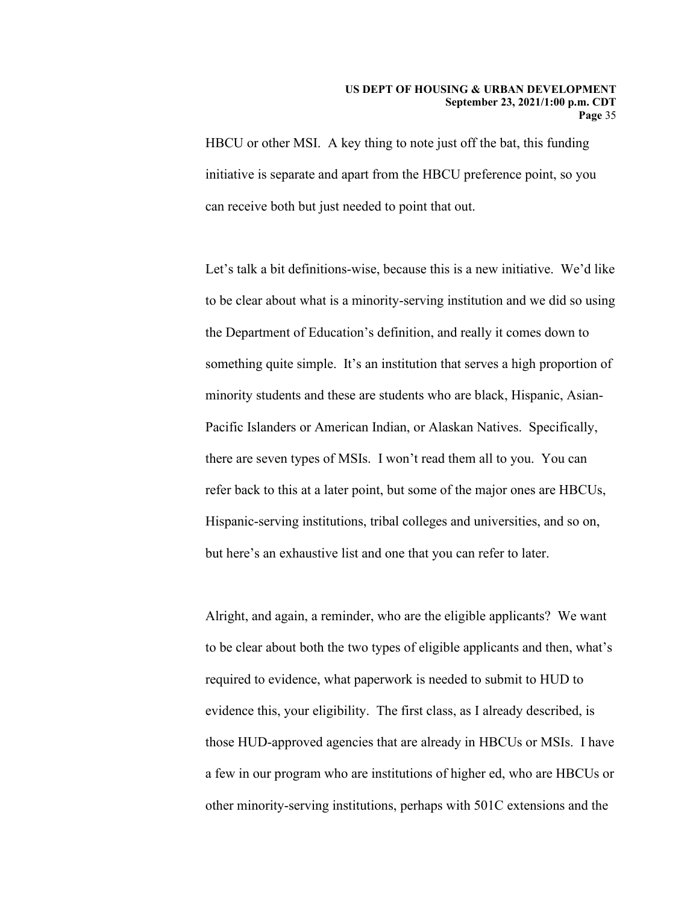HBCU or other MSI. A key thing to note just off the bat, this funding initiative is separate and apart from the HBCU preference point, so you can receive both but just needed to point that out.

Let's talk a bit definitions-wise, because this is a new initiative. We'd like to be clear about what is a minority-serving institution and we did so using the Department of Education's definition, and really it comes down to something quite simple. It's an institution that serves a high proportion of minority students and these are students who are black, Hispanic, Asian-Pacific Islanders or American Indian, or Alaskan Natives. Specifically, there are seven types of MSIs. I won't read them all to you. You can refer back to this at a later point, but some of the major ones are HBCUs, Hispanic-serving institutions, tribal colleges and universities, and so on, but here's an exhaustive list and one that you can refer to later.

Alright, and again, a reminder, who are the eligible applicants? We want to be clear about both the two types of eligible applicants and then, what's required to evidence, what paperwork is needed to submit to HUD to evidence this, your eligibility. The first class, as I already described, is those HUD-approved agencies that are already in HBCUs or MSIs. I have a few in our program who are institutions of higher ed, who are HBCUs or other minority-serving institutions, perhaps with 501C extensions and the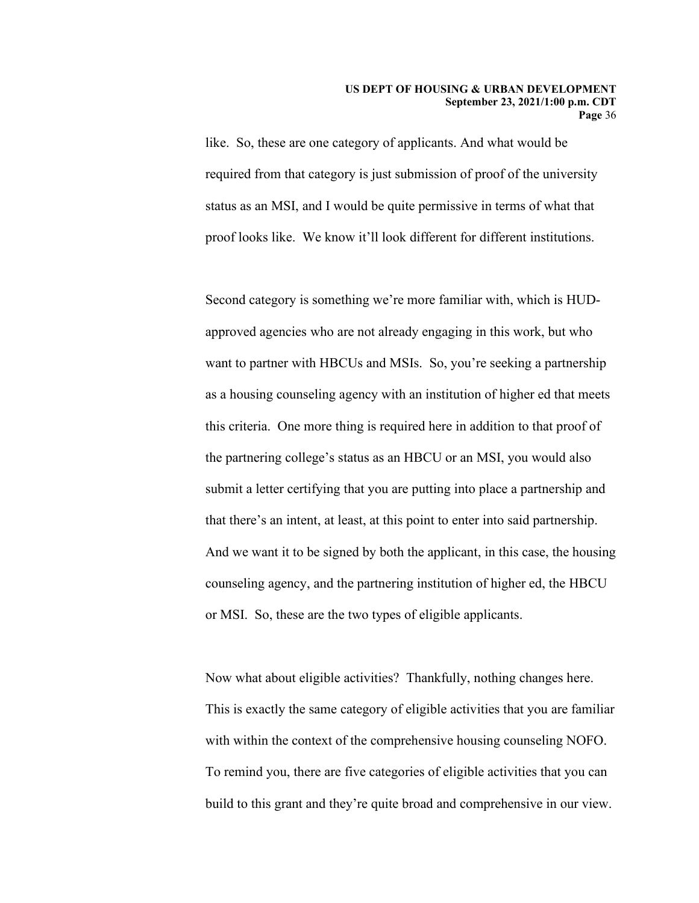like. So, these are one category of applicants. And what would be required from that category is just submission of proof of the university status as an MSI, and I would be quite permissive in terms of what that proof looks like. We know it'll look different for different institutions.

Second category is something we're more familiar with, which is HUD-approved agencies who are not already engaging in this work, but who want to partner with HBCUs and MSIs. So, you're seeking a partnership as a housing counseling agency with an institution of higher ed that meets this criteria. One more thing is required here in addition to that proof of the partnering college's status as an HBCU or an MSI, you would also submit a letter certifying that you are putting into place a partnership and that there's an intent, at least, at this point to enter into said partnership. And we want it to be signed by both the applicant, in this case, the housing counseling agency, and the partnering institution of higher ed, the HBCU or MSI. So, these are the two types of eligible applicants.

Now what about eligible activities? Thankfully, nothing changes here. This is exactly the same category of eligible activities that you are familiar with within the context of the comprehensive housing counseling NOFO. To remind you, there are five categories of eligible activities that you can build to this grant and they're quite broad and comprehensive in our view.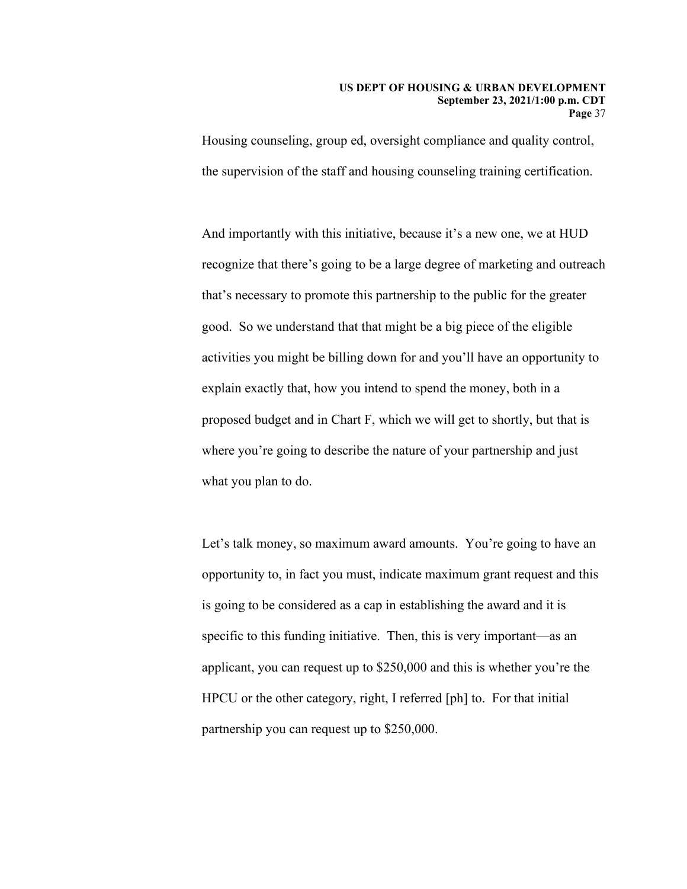Housing counseling, group ed, oversight compliance and quality control, the supervision of the staff and housing counseling training certification.

And importantly with this initiative, because it's a new one, we at HUD recognize that there's going to be a large degree of marketing and outreach that's necessary to promote this partnership to the public for the greater good. So we understand that that might be a big piece of the eligible activities you might be billing down for and you'll have an opportunity to explain exactly that, how you intend to spend the money, both in a proposed budget and in Chart F, which we will get to shortly, but that is where you're going to describe the nature of your partnership and just what you plan to do.

Let's talk money, so maximum award amounts. You're going to have an opportunity to, in fact you must, indicate maximum grant request and this is going to be considered as a cap in establishing the award and it is specific to this funding initiative. Then, this is very important—as an applicant, you can request up to $250,000 and this is whether you're the HPCU or the other category, right, I referred [ph] to. For that initial partnership you can request up to $250,000.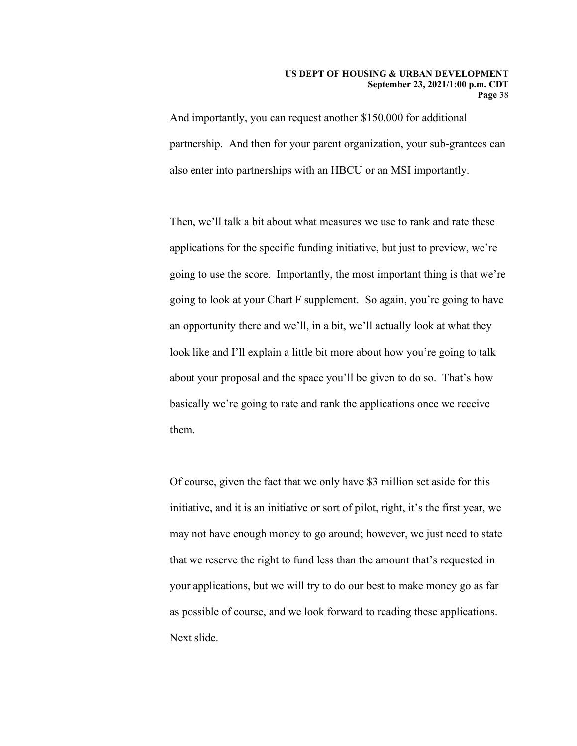And importantly, you can request another $150,000 for additional partnership. And then for your parent organization, your sub-grantees can also enter into partnerships with an HBCU or an MSI importantly.

Then, we'll talk a bit about what measures we use to rank and rate these applications for the specific funding initiative, but just to preview, we're going to use the score. Importantly, the most important thing is that we're going to look at your Chart F supplement. So again, you're going to have an opportunity there and we'll, in a bit, we'll actually look at what they look like and I'll explain a little bit more about how you're going to talk about your proposal and the space you'll be given to do so. That's how basically we're going to rate and rank the applications once we receive them.

Of course, given the fact that we only have $3 million set aside for this initiative, and it is an initiative or sort of pilot, right, it's the first year, we may not have enough money to go around; however, we just need to state that we reserve the right to fund less than the amount that's requested in your applications, but we will try to do our best to make money go as far as possible of course, and we look forward to reading these applications. Next slide.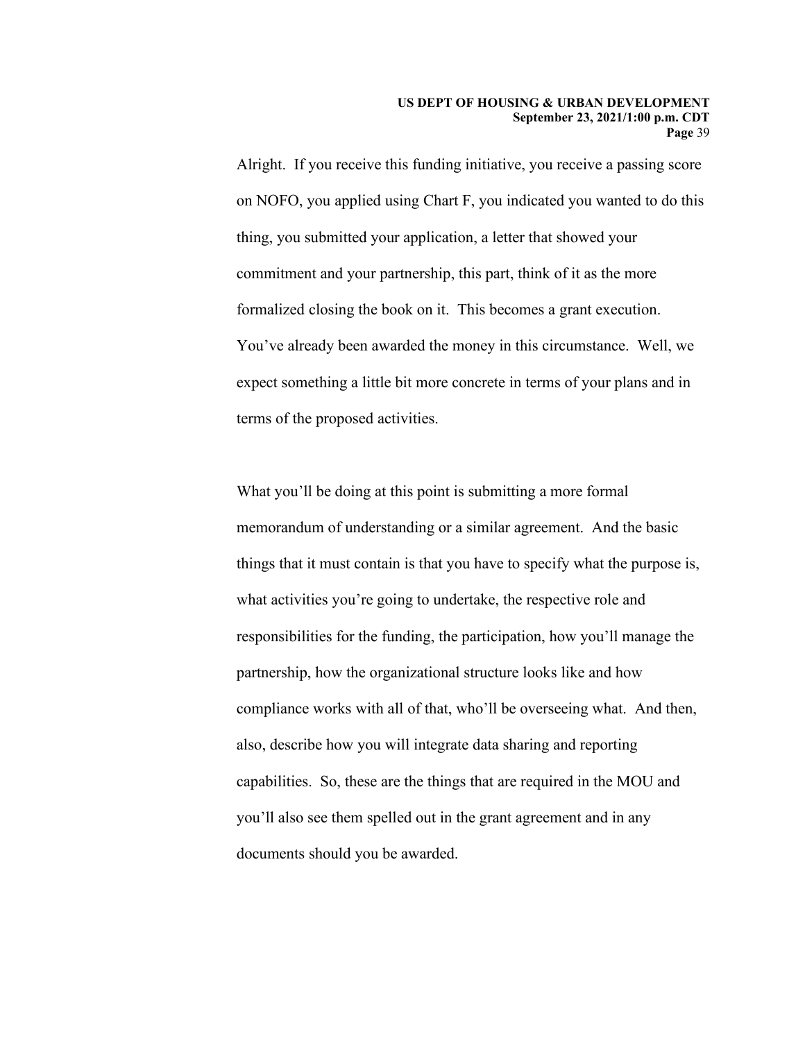Alright. If you receive this funding initiative, you receive a passing score on NOFO, you applied using Chart F, you indicated you wanted to do this thing, you submitted your application, a letter that showed your commitment and your partnership, this part, think of it as the more formalized closing the book on it. This becomes a grant execution. You've already been awarded the money in this circumstance. Well, we expect something a little bit more concrete in terms of your plans and in terms of the proposed activities.

What you'll be doing at this point is submitting a more formal memorandum of understanding or a similar agreement. And the basic things that it must contain is that you have to specify what the purpose is, what activities you're going to undertake, the respective role and responsibilities for the funding, the participation, how you'll manage the partnership, how the organizational structure looks like and how compliance works with all of that, who'll be overseeing what. And then, also, describe how you will integrate data sharing and reporting capabilities. So, these are the things that are required in the MOU and you'll also see them spelled out in the grant agreement and in any documents should you be awarded.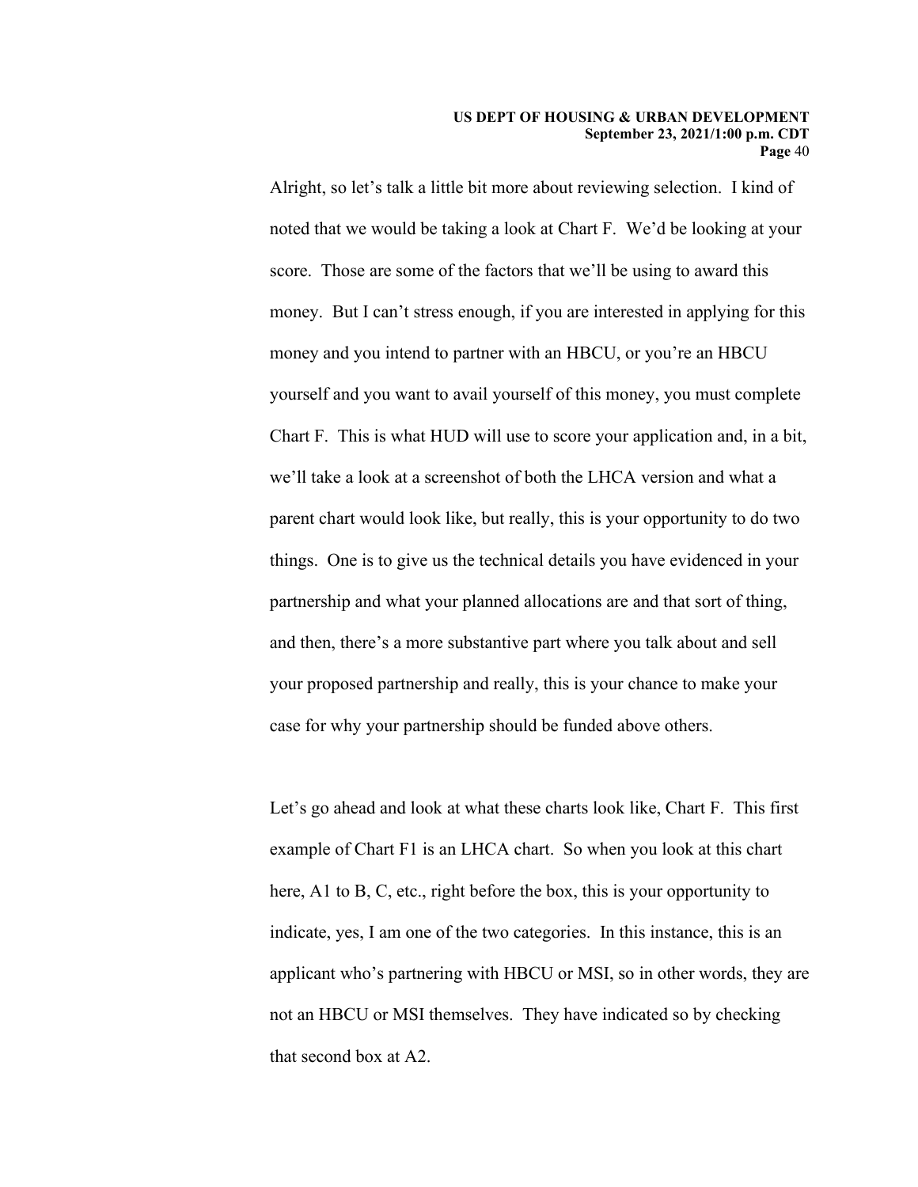Alright, so let's talk a little bit more about reviewing selection. I kind of noted that we would be taking a look at Chart F. We'd be looking at your score. Those are some of the factors that we'll be using to award this money. But I can't stress enough, if you are interested in applying for this money and you intend to partner with an HBCU, or you're an HBCU yourself and you want to avail yourself of this money, you must complete Chart F. This is what HUD will use to score your application and, in a bit, we'll take a look at a screenshot of both the LHCA version and what a parent chart would look like, but really, this is your opportunity to do two things. One is to give us the technical details you have evidenced in your partnership and what your planned allocations are and that sort of thing, and then, there's a more substantive part where you talk about and sell your proposed partnership and really, this is your chance to make your case for why your partnership should be funded above others.

Let's go ahead and look at what these charts look like, Chart F. This first example of Chart F1 is an LHCA chart. So when you look at this chart here, A1 to B, C, etc., right before the box, this is your opportunity to indicate, yes, I am one of the two categories. In this instance, this is an applicant who's partnering with HBCU or MSI, so in other words, they are not an HBCU or MSI themselves. They have indicated so by checking that second box at A2.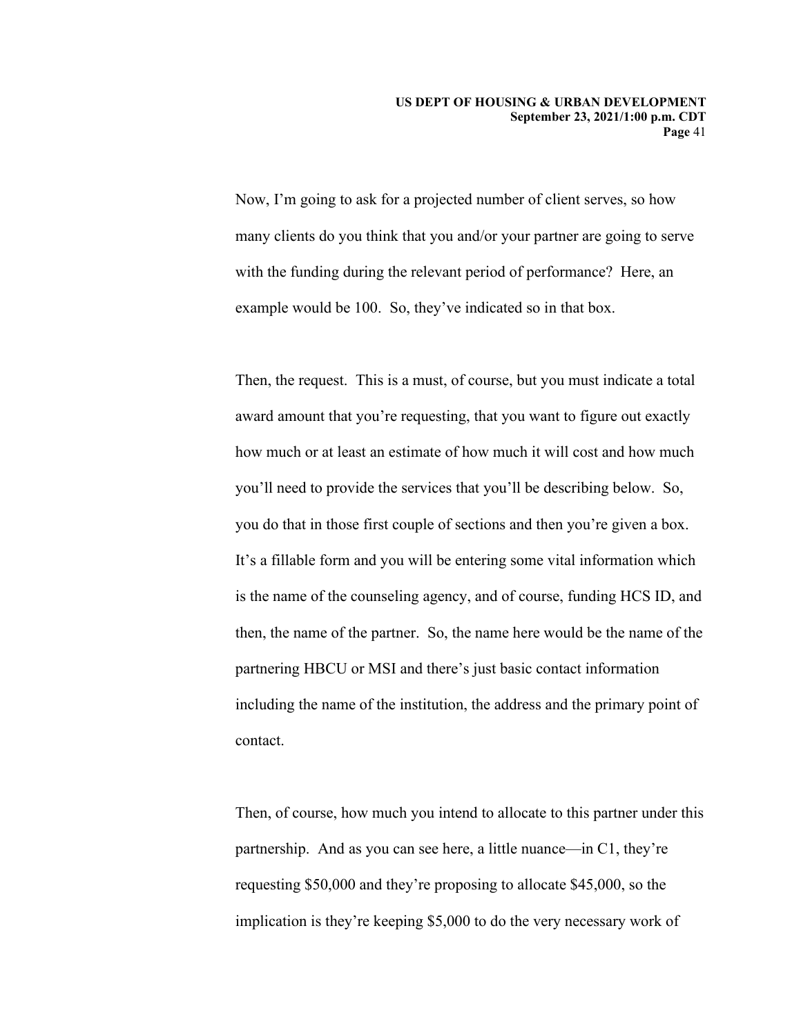Now, I'm going to ask for a projected number of client serves, so how many clients do you think that you and/or your partner are going to serve with the funding during the relevant period of performance? Here, an example would be 100. So, they've indicated so in that box.

Then, the request. This is a must, of course, but you must indicate a total award amount that you're requesting, that you want to figure out exactly how much or at least an estimate of how much it will cost and how much you'll need to provide the services that you'll be describing below. So, you do that in those first couple of sections and then you're given a box. It's a fillable form and you will be entering some vital information which is the name of the counseling agency, and of course, funding HCS ID, and then, the name of the partner. So, the name here would be the name of the partnering HBCU or MSI and there's just basic contact information including the name of the institution, the address and the primary point of contact.

Then, of course, how much you intend to allocate to this partner under this partnership. And as you can see here, a little nuance—in C1, they're requesting $50,000 and they're proposing to allocate $45,000, so the implication is they're keeping $5,000 to do the very necessary work of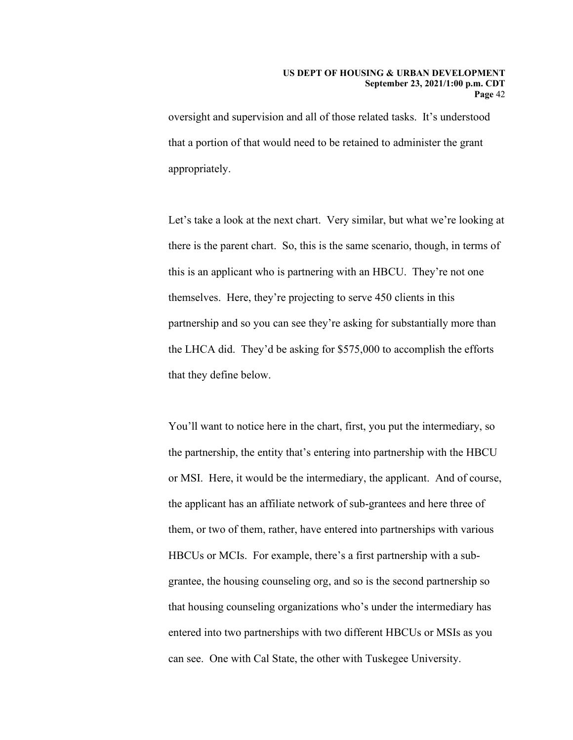oversight and supervision and all of those related tasks. It's understood that a portion of that would need to be retained to administer the grant appropriately.

Let's take a look at the next chart. Very similar, but what we're looking at there is the parent chart. So, this is the same scenario, though, in terms of this is an applicant who is partnering with an HBCU. They're not one themselves. Here, they're projecting to serve 450 clients in this partnership and so you can see they're asking for substantially more than the LHCA did. They'd be asking for $575,000 to accomplish the efforts that they define below.

You'll want to notice here in the chart, first, you put the intermediary, so the partnership, the entity that's entering into partnership with the HBCU or MSI. Here, it would be the intermediary, the applicant. And of course, the applicant has an affiliate network of sub-grantees and here three of them, or two of them, rather, have entered into partnerships with various HBCUs or MCIs. For example, there's a first partnership with a sub-grantee, the housing counseling org, and so is the second partnership so that housing counseling organizations who's under the intermediary has entered into two partnerships with two different HBCUs or MSIs as you can see. One with Cal State, the other with Tuskegee University.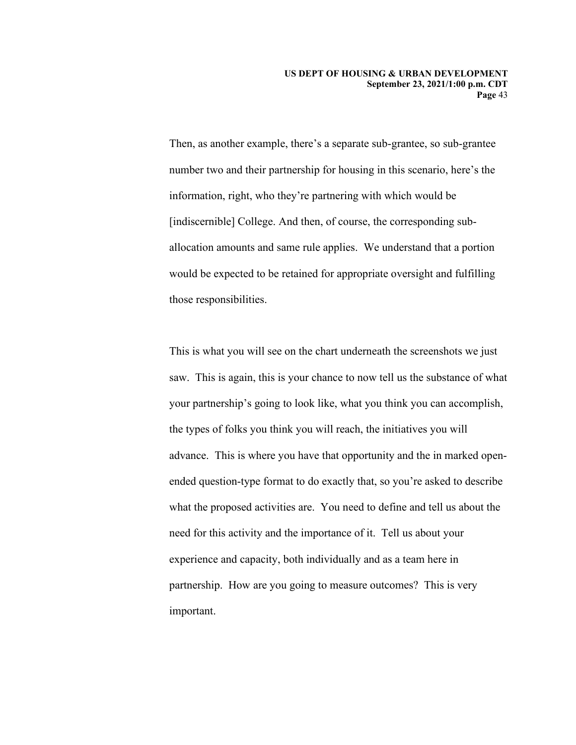Then, as another example, there's a separate sub-grantee, so sub-grantee number two and their partnership for housing in this scenario, here's the information, right, who they're partnering with which would be [indiscernible] College. And then, of course, the corresponding sub-allocation amounts and same rule applies. We understand that a portion would be expected to be retained for appropriate oversight and fulfilling those responsibilities.

This is what you will see on the chart underneath the screenshots we just saw. This is again, this is your chance to now tell us the substance of what your partnership's going to look like, what you think you can accomplish, the types of folks you think you will reach, the initiatives you will advance. This is where you have that opportunity and the in marked open-ended question-type format to do exactly that, so you're asked to describe what the proposed activities are. You need to define and tell us about the need for this activity and the importance of it. Tell us about your experience and capacity, both individually and as a team here in partnership. How are you going to measure outcomes? This is very important.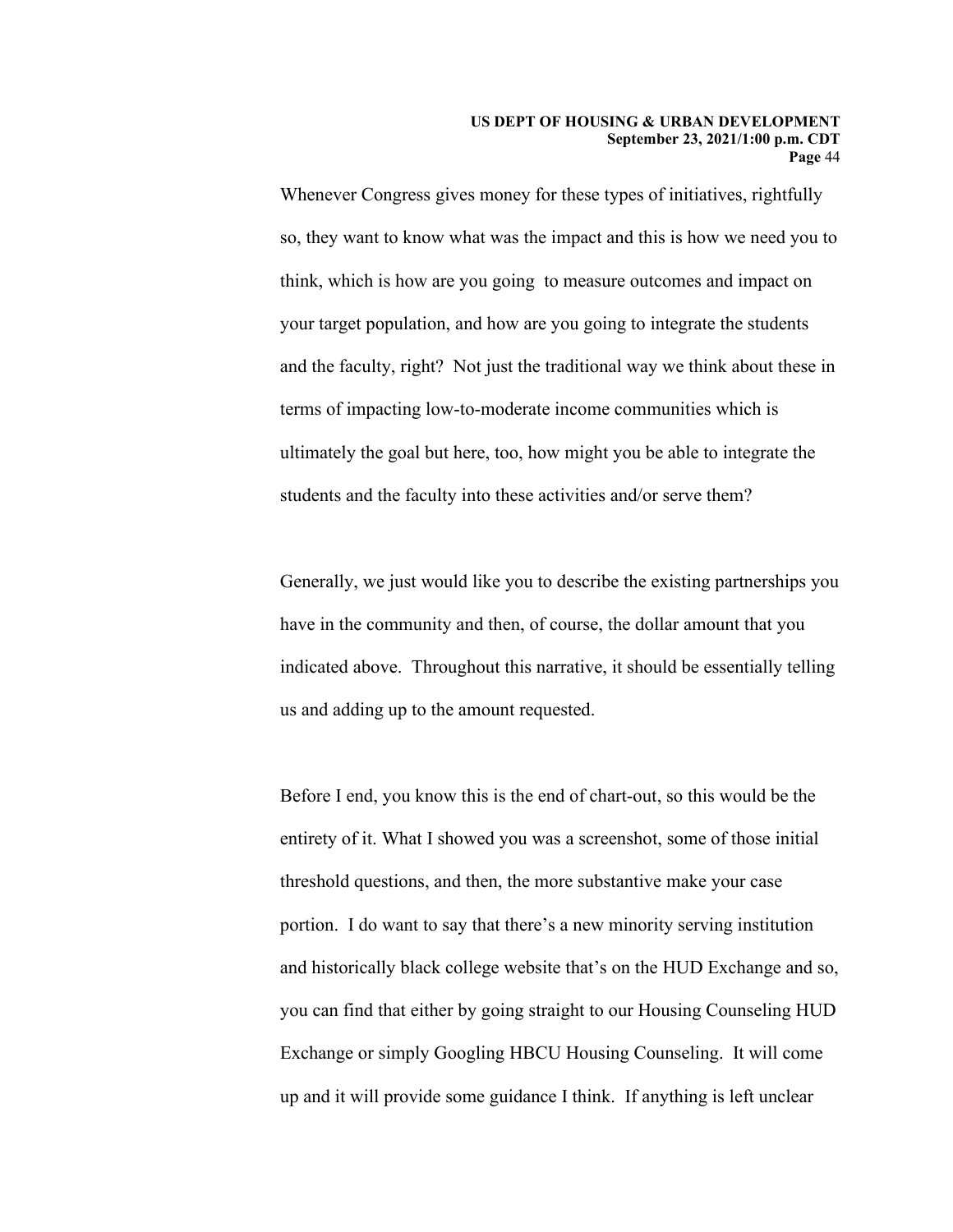Whenever Congress gives money for these types of initiatives, rightfully so, they want to know what was the impact and this is how we need you to think, which is how are you going to measure outcomes and impact on your target population, and how are you going to integrate the students and the faculty, right? Not just the traditional way we think about these in terms of impacting low-to-moderate income communities which is ultimately the goal but here, too, how might you be able to integrate the students and the faculty into these activities and/or serve them?

Generally, we just would like you to describe the existing partnerships you have in the community and then, of course, the dollar amount that you indicated above. Throughout this narrative, it should be essentially telling us and adding up to the amount requested.

Before I end, you know this is the end of chart-out, so this would be the entirety of it. What I showed you was a screenshot, some of those initial threshold questions, and then, the more substantive make your case portion. I do want to say that there's a new minority serving institution and historically black college website that's on the HUD Exchange and so, you can find that either by going straight to our Housing Counseling HUD Exchange or simply Googling HBCU Housing Counseling. It will come up and it will provide some guidance I think. If anything is left unclear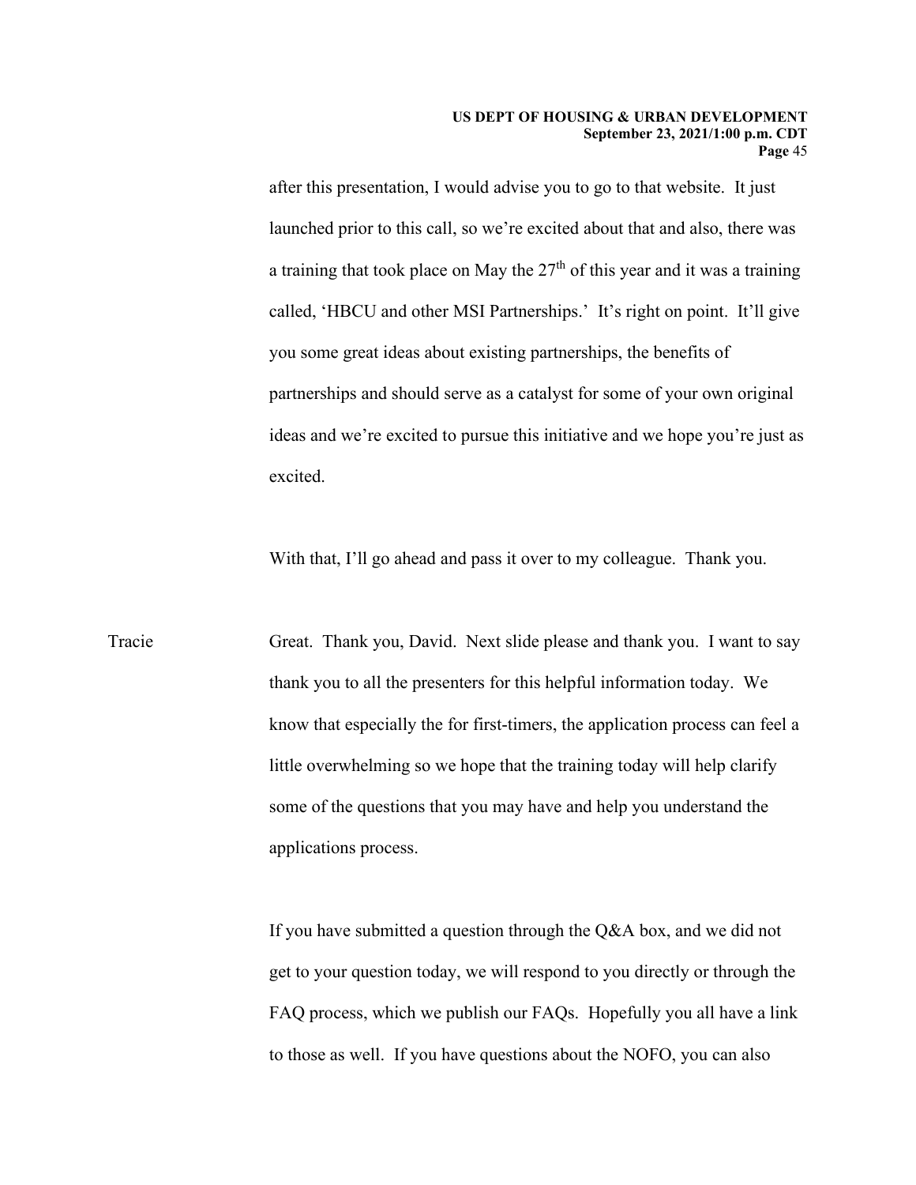after this presentation, I would advise you to go to that website. It just launched prior to this call, so we're excited about that and also, there was a training that took place on May the 27th of this year and it was a training called, 'HBCU and other MSI Partnerships.' It's right on point. It'll give you some great ideas about existing partnerships, the benefits of partnerships and should serve as a catalyst for some of your own original ideas and we're excited to pursue this initiative and we hope you're just as excited.

With that, I'll go ahead and pass it over to my colleague. Thank you.

Tracie: Great. Thank you, David. Next slide please and thank you. I want to say thank you to all the presenters for this helpful information today. We know that especially the for first-timers, the application process can feel a little overwhelming so we hope that the training today will help clarify some of the questions that you may have and help you understand the applications process.

If you have submitted a question through the Q&A box, and we did not get to your question today, we will respond to you directly or through the FAQ process, which we publish our FAQs. Hopefully you all have a link to those as well. If you have questions about the NOFO, you can also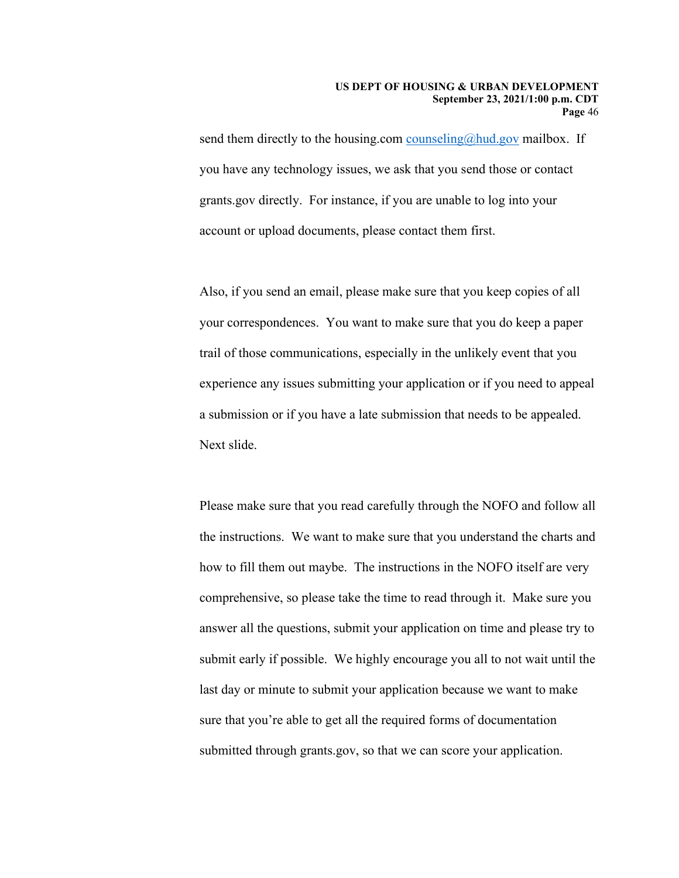send them directly to the housing.com counseling@hud.gov mailbox. If you have any technology issues, we ask that you send those or contact grants.gov directly. For instance, if you are unable to log into your account or upload documents, please contact them first.

Also, if you send an email, please make sure that you keep copies of all your correspondences. You want to make sure that you do keep a paper trail of those communications, especially in the unlikely event that you experience any issues submitting your application or if you need to appeal a submission or if you have a late submission that needs to be appealed. Next slide.

Please make sure that you read carefully through the NOFO and follow all the instructions. We want to make sure that you understand the charts and how to fill them out maybe. The instructions in the NOFO itself are very comprehensive, so please take the time to read through it. Make sure you answer all the questions, submit your application on time and please try to submit early if possible. We highly encourage you all to not wait until the last day or minute to submit your application because we want to make sure that you're able to get all the required forms of documentation submitted through grants.gov, so that we can score your application.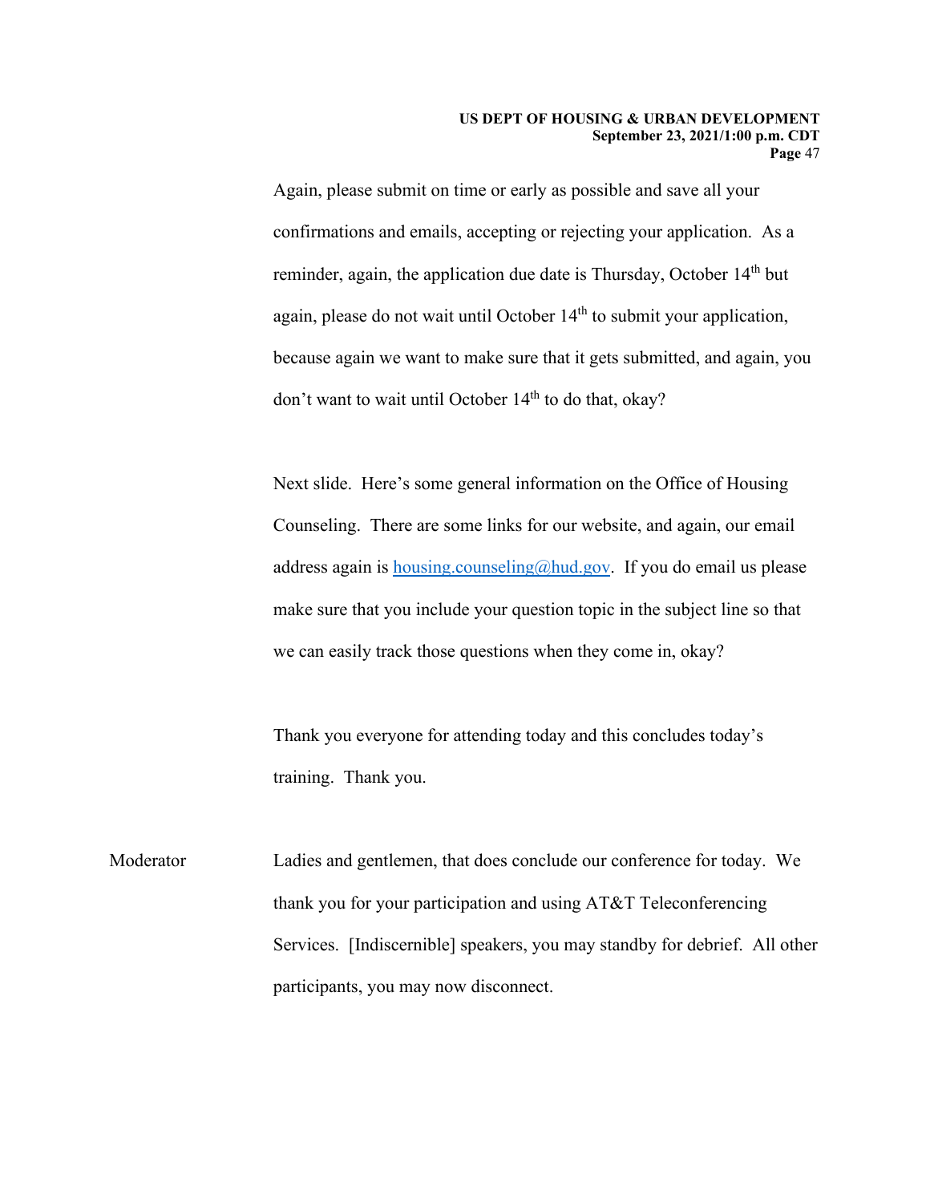Again, please submit on time or early as possible and save all your confirmations and emails, accepting or rejecting your application. As a reminder, again, the application due date is Thursday, October 14th but again, please do not wait until October 14th to submit your application, because again we want to make sure that it gets submitted, and again, you don't want to wait until October 14th to do that, okay?

Next slide. Here's some general information on the Office of Housing Counseling. There are some links for our website, and again, our email address again is housing.counseling@hud.gov. If you do email us please make sure that you include your question topic in the subject line so that we can easily track those questions when they come in, okay?

Thank you everyone for attending today and this concludes today's training. Thank you.

Moderator Ladies and gentlemen, that does conclude our conference for today. We thank you for your participation and using AT&T Teleconferencing Services. [Indiscernible] speakers, you may standby for debrief. All other participants, you may now disconnect.